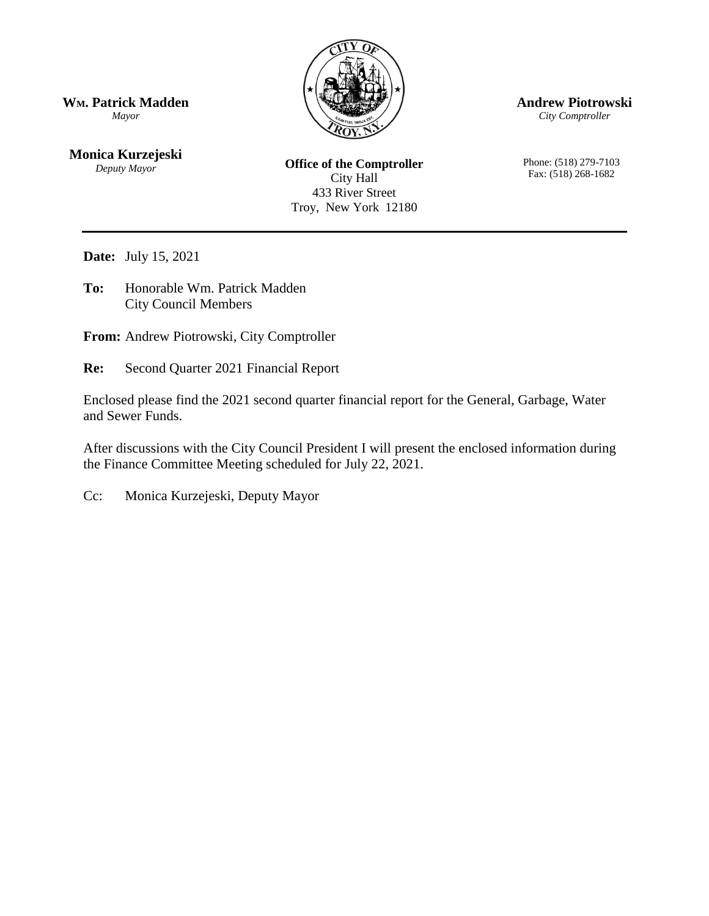**Wm. Patrick Madden**
*Mayor*

**Monica Kurzejeski**
*Deputy Mayor*

**Office of the Comptroller**
City Hall
433 River Street
Troy, New York 12180

**Andrew Piotrowski**
*City Comptroller*

Phone: (518) 279-7103
Fax: (518) 268-1682

---

**Date:** July 15, 2021

**To:** Honorable Wm. Patrick Madden
City Council Members

**From:** Andrew Piotrowski, City Comptroller

**Re:** Second Quarter 2021 Financial Report

Enclosed please find the 2021 second quarter financial report for the General, Garbage, Water and Sewer Funds.

After discussions with the City Council President I will present the enclosed information during the Finance Committee Meeting scheduled for July 22, 2021.

Cc: Monica Kurzejeski, Deputy Mayor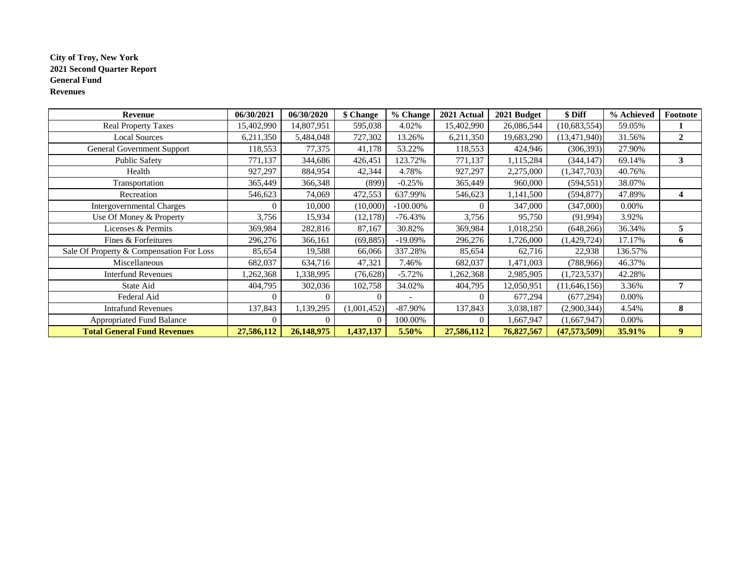**City of Troy, New York**
**2021 Second Quarter Report**
**General Fund**
**Revenues**

| Revenue | 06/30/2021 | 06/30/2020 | $ Change | % Change | 2021 Actual | 2021 Budget | $ Diff | % Achieved | Footnote |
|---|---|---|---|---|---|---|---|---|---|
| Real Property Taxes | 15,402,990 | 14,807,951 | 595,038 | 4.02% | 15,402,990 | 26,086,544 | (10,683,554) | 59.05% | **1** |
| Local Sources | 6,211,350 | 5,484,048 | 727,302 | 13.26% | 6,211,350 | 19,683,290 | (13,471,940) | 31.56% | **2** |
| General Government Support | 118,553 | 77,375 | 41,178 | 53.22% | 118,553 | 424,946 | (306,393) | 27.90% | |
| Public Safety | 771,137 | 344,686 | 426,451 | 123.72% | 771,137 | 1,115,284 | (344,147) | 69.14% | **3** |
| Health | 927,297 | 884,954 | 42,344 | 4.78% | 927,297 | 2,275,000 | (1,347,703) | 40.76% | |
| Transportation | 365,449 | 366,348 | (899) | -0.25% | 365,449 | 960,000 | (594,551) | 38.07% | |
| Recreation | 546,623 | 74,069 | 472,553 | 637.99% | 546,623 | 1,141,500 | (594,877) | 47.89% | **4** |
| Intergovernmental Charges | 0 | 10,000 | (10,000) | -100.00% | 0 | 347,000 | (347,000) | 0.00% | |
| Use Of Money & Property | 3,756 | 15,934 | (12,178) | -76.43% | 3,756 | 95,750 | (91,994) | 3.92% | |
| Licenses & Permits | 369,984 | 282,816 | 87,167 | 30.82% | 369,984 | 1,018,250 | (648,266) | 36.34% | **5** |
| Fines & Forfeitures | 296,276 | 366,161 | (69,885) | -19.09% | 296,276 | 1,726,000 | (1,429,724) | 17.17% | **6** |
| Sale Of Property & Compensation For Loss | 85,654 | 19,588 | 66,066 | 337.28% | 85,654 | 62,716 | 22,938 | 136.57% | |
| Miscellaneous | 682,037 | 634,716 | 47,321 | 7.46% | 682,037 | 1,471,003 | (788,966) | 46.37% | |
| Interfund Revenues | 1,262,368 | 1,338,995 | (76,628) | -5.72% | 1,262,368 | 2,985,905 | (1,723,537) | 42.28% | |
| State Aid | 404,795 | 302,036 | 102,758 | 34.02% | 404,795 | 12,050,951 | (11,646,156) | 3.36% | **7** |
| Federal Aid | 0 | 0 | 0 | - | 0 | 677,294 | (677,294) | 0.00% | |
| Intrafund Revenues | 137,843 | 1,139,295 | (1,001,452) | -87.90% | 137,843 | 3,038,187 | (2,900,344) | 4.54% | **8** |
| Appropriated Fund Balance | 0 | 0 | 0 | 100.00% | 0 | 1,667,947 | (1,667,947) | 0.00% | |
| **Total General Fund Revenues** | **27,586,112** | **26,148,975** | **1,437,137** | **5.50%** | **27,586,112** | **76,827,567** | **(47,573,509)** | **35.91%** | **9** |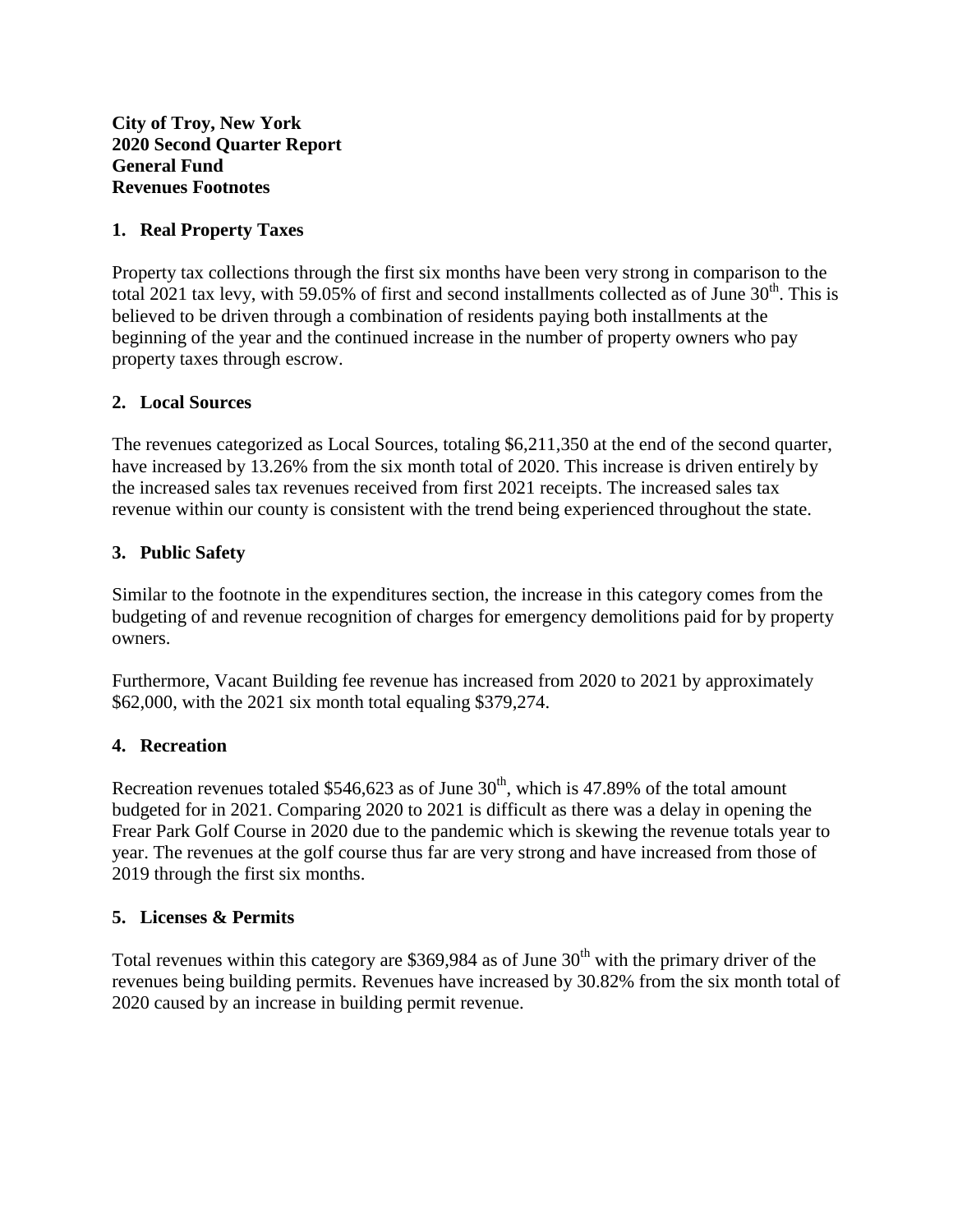**City of Troy, New York**
**2020 Second Quarter Report**
**General Fund**
**Revenues Footnotes**

## 1. Real Property Taxes

Property tax collections through the first six months have been very strong in comparison to the total 2021 tax levy, with 59.05% of first and second installments collected as of June 30th. This is believed to be driven through a combination of residents paying both installments at the beginning of the year and the continued increase in the number of property owners who pay property taxes through escrow.

## 2. Local Sources

The revenues categorized as Local Sources, totaling $6,211,350 at the end of the second quarter, have increased by 13.26% from the six month total of 2020. This increase is driven entirely by the increased sales tax revenues received from first 2021 receipts. The increased sales tax revenue within our county is consistent with the trend being experienced throughout the state.

## 3. Public Safety

Similar to the footnote in the expenditures section, the increase in this category comes from the budgeting of and revenue recognition of charges for emergency demolitions paid for by property owners.

Furthermore, Vacant Building fee revenue has increased from 2020 to 2021 by approximately $62,000, with the 2021 six month total equaling $379,274.

## 4. Recreation

Recreation revenues totaled $546,623 as of June 30th, which is 47.89% of the total amount budgeted for in 2021. Comparing 2020 to 2021 is difficult as there was a delay in opening the Frear Park Golf Course in 2020 due to the pandemic which is skewing the revenue totals year to year. The revenues at the golf course thus far are very strong and have increased from those of 2019 through the first six months.

## 5. Licenses & Permits

Total revenues within this category are $369,984 as of June 30th with the primary driver of the revenues being building permits. Revenues have increased by 30.82% from the six month total of 2020 caused by an increase in building permit revenue.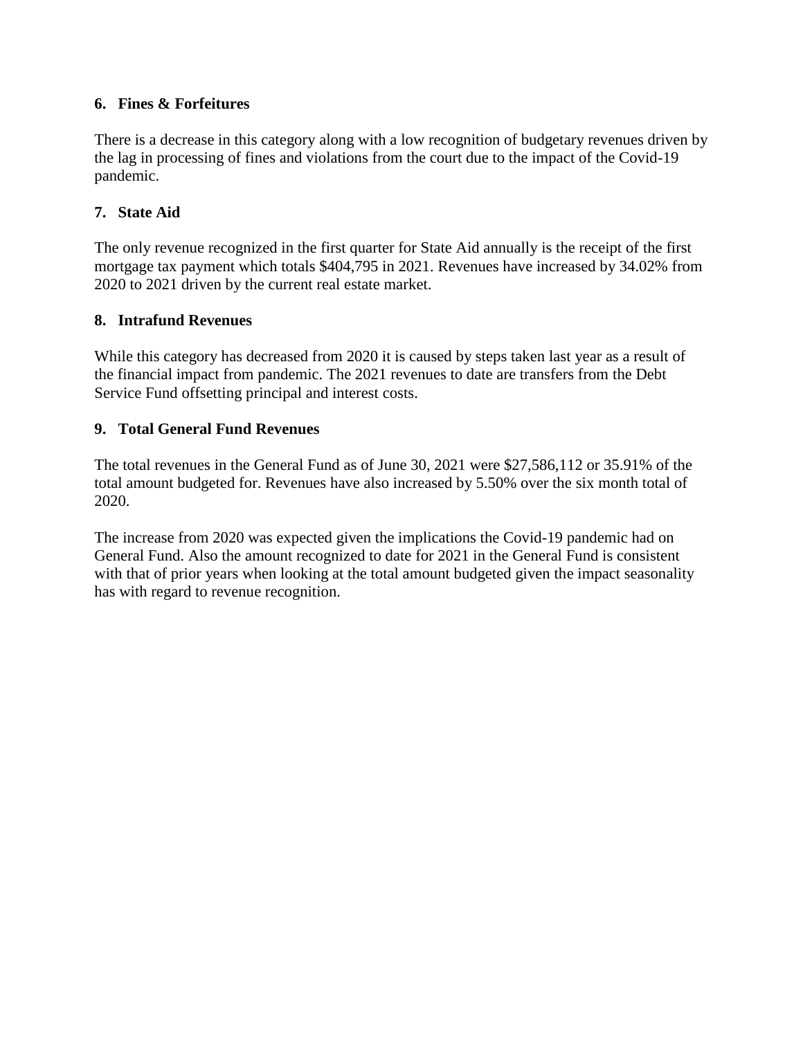**6. Fines & Forfeitures**

There is a decrease in this category along with a low recognition of budgetary revenues driven by the lag in processing of fines and violations from the court due to the impact of the Covid-19 pandemic.

**7. State Aid**

The only revenue recognized in the first quarter for State Aid annually is the receipt of the first mortgage tax payment which totals $404,795 in 2021. Revenues have increased by 34.02% from 2020 to 2021 driven by the current real estate market.

**8. Intrafund Revenues**

While this category has decreased from 2020 it is caused by steps taken last year as a result of the financial impact from pandemic. The 2021 revenues to date are transfers from the Debt Service Fund offsetting principal and interest costs.

**9. Total General Fund Revenues**

The total revenues in the General Fund as of June 30, 2021 were $27,586,112 or 35.91% of the total amount budgeted for. Revenues have also increased by 5.50% over the six month total of 2020.

The increase from 2020 was expected given the implications the Covid-19 pandemic had on General Fund. Also the amount recognized to date for 2021 in the General Fund is consistent with that of prior years when looking at the total amount budgeted given the impact seasonality has with regard to revenue recognition.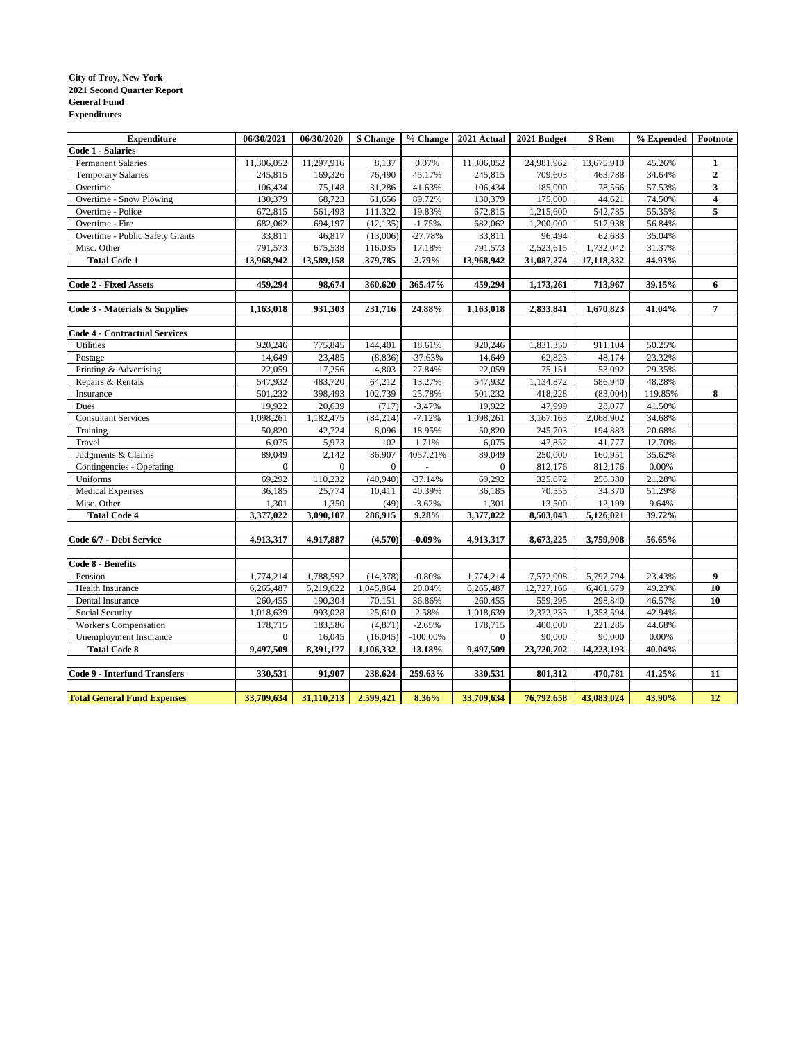**City of Troy, New York**
**2021 Second Quarter Report**
**General Fund**
**Expenditures**

| Expenditure | 06/30/2021 | 06/30/2020 | $ Change | % Change | 2021 Actual | 2021 Budget | $ Rem | % Expended | Footnote |
|---|---|---|---|---|---|---|---|---|---|
| **Code 1 - Salaries** | | | | | | | | | |
| Permanent Salaries | 11,306,052 | 11,297,916 | 8,137 | 0.07% | 11,306,052 | 24,981,962 | 13,675,910 | 45.26% | **1** |
| Temporary Salaries | 245,815 | 169,326 | 76,490 | 45.17% | 245,815 | 709,603 | 463,788 | 34.64% | **2** |
| Overtime | 106,434 | 75,148 | 31,286 | 41.63% | 106,434 | 185,000 | 78,566 | 57.53% | **3** |
| Overtime - Snow Plowing | 130,379 | 68,723 | 61,656 | 89.72% | 130,379 | 175,000 | 44,621 | 74.50% | **4** |
| Overtime - Police | 672,815 | 561,493 | 111,322 | 19.83% | 672,815 | 1,215,600 | 542,785 | 55.35% | **5** |
| Overtime - Fire | 682,062 | 694,197 | (12,135) | -1.75% | 682,062 | 1,200,000 | 517,938 | 56.84% | |
| Overtime - Public Safety Grants | 33,811 | 46,817 | (13,006) | -27.78% | 33,811 | 96,494 | 62,683 | 35.04% | |
| Misc. Other | 791,573 | 675,538 | 116,035 | 17.18% | 791,573 | 2,523,615 | 1,732,042 | 31.37% | |
| **Total Code 1** | **13,968,942** | **13,589,158** | **379,785** | **2.79%** | **13,968,942** | **31,087,274** | **17,118,332** | **44.93%** | |
| | | | | | | | | | |
| **Code 2 - Fixed Assets** | **459,294** | **98,674** | **360,620** | **365.47%** | **459,294** | **1,173,261** | **713,967** | **39.15%** | **6** |
| | | | | | | | | | |
| **Code 3 - Materials & Supplies** | **1,163,018** | **931,303** | **231,716** | **24.88%** | **1,163,018** | **2,833,841** | **1,670,823** | **41.04%** | **7** |
| | | | | | | | | | |
| **Code 4 - Contractual Services** | | | | | | | | | |
| Utilities | 920,246 | 775,845 | 144,401 | 18.61% | 920,246 | 1,831,350 | 911,104 | 50.25% | |
| Postage | 14,649 | 23,485 | (8,836) | -37.63% | 14,649 | 62,823 | 48,174 | 23.32% | |
| Printing & Advertising | 22,059 | 17,256 | 4,803 | 27.84% | 22,059 | 75,151 | 53,092 | 29.35% | |
| Repairs & Rentals | 547,932 | 483,720 | 64,212 | 13.27% | 547,932 | 1,134,872 | 586,940 | 48.28% | |
| Insurance | 501,232 | 398,493 | 102,739 | 25.78% | 501,232 | 418,228 | (83,004) | 119.85% | **8** |
| Dues | 19,922 | 20,639 | (717) | -3.47% | 19,922 | 47,999 | 28,077 | 41.50% | |
| Consultant Services | 1,098,261 | 1,182,475 | (84,214) | -7.12% | 1,098,261 | 3,167,163 | 2,068,902 | 34.68% | |
| Training | 50,820 | 42,724 | 8,096 | 18.95% | 50,820 | 245,703 | 194,883 | 20.68% | |
| Travel | 6,075 | 5,973 | 102 | 1.71% | 6,075 | 47,852 | 41,777 | 12.70% | |
| Judgments & Claims | 89,049 | 2,142 | 86,907 | 4057.21% | 89,049 | 250,000 | 160,951 | 35.62% | |
| Contingencies - Operating | 0 | 0 | 0 | - | 0 | 812,176 | 812,176 | 0.00% | |
| Uniforms | 69,292 | 110,232 | (40,940) | -37.14% | 69,292 | 325,672 | 256,380 | 21.28% | |
| Medical Expenses | 36,185 | 25,774 | 10,411 | 40.39% | 36,185 | 70,555 | 34,370 | 51.29% | |
| Misc. Other | 1,301 | 1,350 | (49) | -3.62% | 1,301 | 13,500 | 12,199 | 9.64% | |
| **Total Code 4** | **3,377,022** | **3,090,107** | **286,915** | **9.28%** | **3,377,022** | **8,503,043** | **5,126,021** | **39.72%** | |
| | | | | | | | | | |
| **Code 6/7 - Debt Service** | **4,913,317** | **4,917,887** | **(4,570)** | **-0.09%** | **4,913,317** | **8,673,225** | **3,759,908** | **56.65%** | |
| | | | | | | | | | |
| **Code 8 - Benefits** | | | | | | | | | |
| Pension | 1,774,214 | 1,788,592 | (14,378) | -0.80% | 1,774,214 | 7,572,008 | 5,797,794 | 23.43% | **9** |
| Health Insurance | 6,265,487 | 5,219,622 | 1,045,864 | 20.04% | 6,265,487 | 12,727,166 | 6,461,679 | 49.23% | **10** |
| Dental Insurance | 260,455 | 190,304 | 70,151 | 36.86% | 260,455 | 559,295 | 298,840 | 46.57% | **10** |
| Social Security | 1,018,639 | 993,028 | 25,610 | 2.58% | 1,018,639 | 2,372,233 | 1,353,594 | 42.94% | |
| Worker's Compensation | 178,715 | 183,586 | (4,871) | -2.65% | 178,715 | 400,000 | 221,285 | 44.68% | |
| Unemployment Insurance | 0 | 16,045 | (16,045) | -100.00% | 0 | 90,000 | 90,000 | 0.00% | |
| **Total Code 8** | **9,497,509** | **8,391,177** | **1,106,332** | **13.18%** | **9,497,509** | **23,720,702** | **14,223,193** | **40.04%** | |
| | | | | | | | | | |
| **Code 9 - Interfund Transfers** | **330,531** | **91,907** | **238,624** | **259.63%** | **330,531** | **801,312** | **470,781** | **41.25%** | **11** |
| | | | | | | | | | |
| **Total General Fund Expenses** | **33,709,634** | **31,110,213** | **2,599,421** | **8.36%** | **33,709,634** | **76,792,658** | **43,083,024** | **43.90%** | **12** |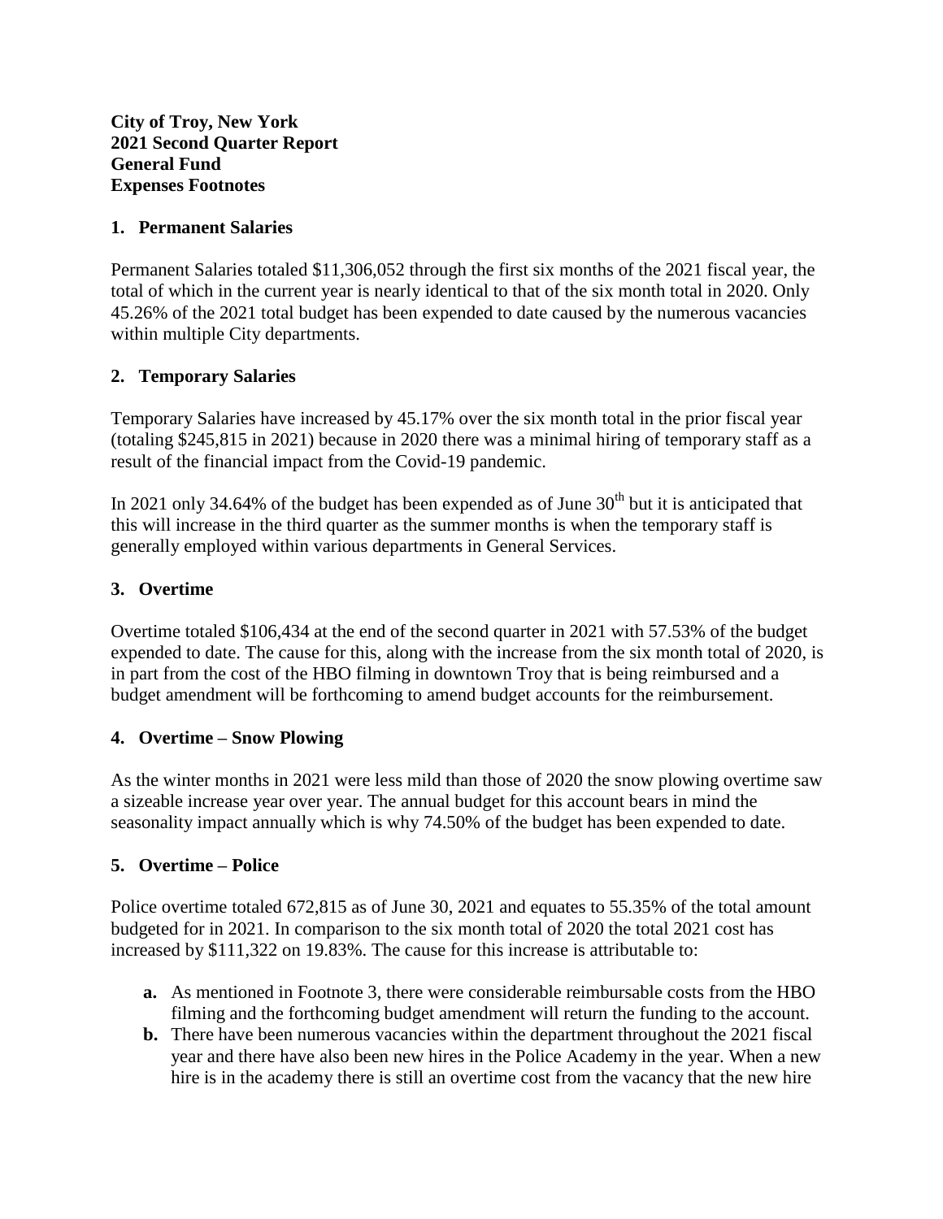**City of Troy, New York**
**2021 Second Quarter Report**
**General Fund**
**Expenses Footnotes**

## 1. Permanent Salaries

Permanent Salaries totaled $11,306,052 through the first six months of the 2021 fiscal year, the total of which in the current year is nearly identical to that of the six month total in 2020. Only 45.26% of the 2021 total budget has been expended to date caused by the numerous vacancies within multiple City departments.

## 2. Temporary Salaries

Temporary Salaries have increased by 45.17% over the six month total in the prior fiscal year (totaling $245,815 in 2021) because in 2020 there was a minimal hiring of temporary staff as a result of the financial impact from the Covid-19 pandemic.

In 2021 only 34.64% of the budget has been expended as of June 30th but it is anticipated that this will increase in the third quarter as the summer months is when the temporary staff is generally employed within various departments in General Services.

## 3. Overtime

Overtime totaled $106,434 at the end of the second quarter in 2021 with 57.53% of the budget expended to date. The cause for this, along with the increase from the six month total of 2020, is in part from the cost of the HBO filming in downtown Troy that is being reimbursed and a budget amendment will be forthcoming to amend budget accounts for the reimbursement.

## 4. Overtime – Snow Plowing

As the winter months in 2021 were less mild than those of 2020 the snow plowing overtime saw a sizeable increase year over year. The annual budget for this account bears in mind the seasonality impact annually which is why 74.50% of the budget has been expended to date.

## 5. Overtime – Police

Police overtime totaled 672,815 as of June 30, 2021 and equates to 55.35% of the total amount budgeted for in 2021. In comparison to the six month total of 2020 the total 2021 cost has increased by $111,322 on 19.83%. The cause for this increase is attributable to:

- **a.** As mentioned in Footnote 3, there were considerable reimbursable costs from the HBO filming and the forthcoming budget amendment will return the funding to the account.
- **b.** There have been numerous vacancies within the department throughout the 2021 fiscal year and there have also been new hires in the Police Academy in the year. When a new hire is in the academy there is still an overtime cost from the vacancy that the new hire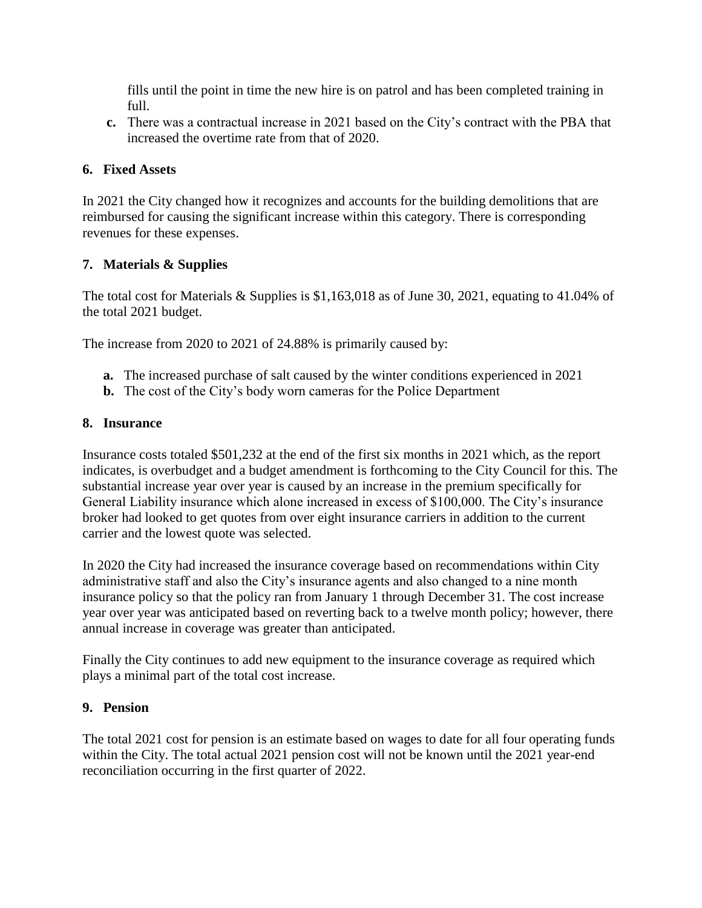fills until the point in time the new hire is on patrol and has been completed training in full.

**c.** There was a contractual increase in 2021 based on the City's contract with the PBA that increased the overtime rate from that of 2020.

## 6. Fixed Assets

In 2021 the City changed how it recognizes and accounts for the building demolitions that are reimbursed for causing the significant increase within this category. There is corresponding revenues for these expenses.

## 7. Materials & Supplies

The total cost for Materials & Supplies is $1,163,018 as of June 30, 2021, equating to 41.04% of the total 2021 budget.

The increase from 2020 to 2021 of 24.88% is primarily caused by:

**a.** The increased purchase of salt caused by the winter conditions experienced in 2021
**b.** The cost of the City's body worn cameras for the Police Department

## 8. Insurance

Insurance costs totaled $501,232 at the end of the first six months in 2021 which, as the report indicates, is overbudget and a budget amendment is forthcoming to the City Council for this. The substantial increase year over year is caused by an increase in the premium specifically for General Liability insurance which alone increased in excess of $100,000. The City's insurance broker had looked to get quotes from over eight insurance carriers in addition to the current carrier and the lowest quote was selected.

In 2020 the City had increased the insurance coverage based on recommendations within City administrative staff and also the City's insurance agents and also changed to a nine month insurance policy so that the policy ran from January 1 through December 31. The cost increase year over year was anticipated based on reverting back to a twelve month policy; however, there annual increase in coverage was greater than anticipated.

Finally the City continues to add new equipment to the insurance coverage as required which plays a minimal part of the total cost increase.

## 9. Pension

The total 2021 cost for pension is an estimate based on wages to date for all four operating funds within the City. The total actual 2021 pension cost will not be known until the 2021 year-end reconciliation occurring in the first quarter of 2022.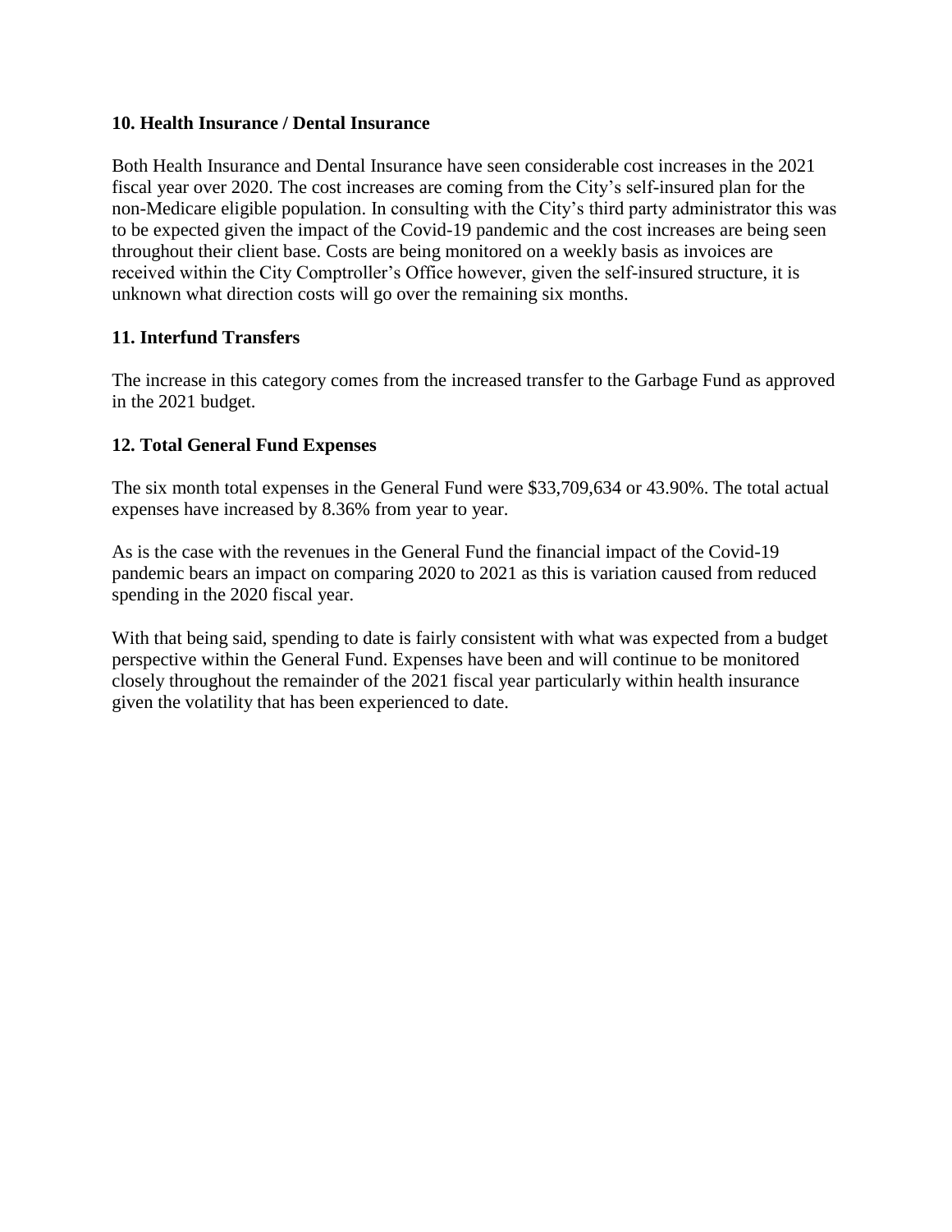**10. Health Insurance / Dental Insurance**

Both Health Insurance and Dental Insurance have seen considerable cost increases in the 2021 fiscal year over 2020. The cost increases are coming from the City's self-insured plan for the non-Medicare eligible population. In consulting with the City's third party administrator this was to be expected given the impact of the Covid-19 pandemic and the cost increases are being seen throughout their client base. Costs are being monitored on a weekly basis as invoices are received within the City Comptroller's Office however, given the self-insured structure, it is unknown what direction costs will go over the remaining six months.

**11. Interfund Transfers**

The increase in this category comes from the increased transfer to the Garbage Fund as approved in the 2021 budget.

**12. Total General Fund Expenses**

The six month total expenses in the General Fund were $33,709,634 or 43.90%. The total actual expenses have increased by 8.36% from year to year.

As is the case with the revenues in the General Fund the financial impact of the Covid-19 pandemic bears an impact on comparing 2020 to 2021 as this is variation caused from reduced spending in the 2020 fiscal year.

With that being said, spending to date is fairly consistent with what was expected from a budget perspective within the General Fund. Expenses have been and will continue to be monitored closely throughout the remainder of the 2021 fiscal year particularly within health insurance given the volatility that has been experienced to date.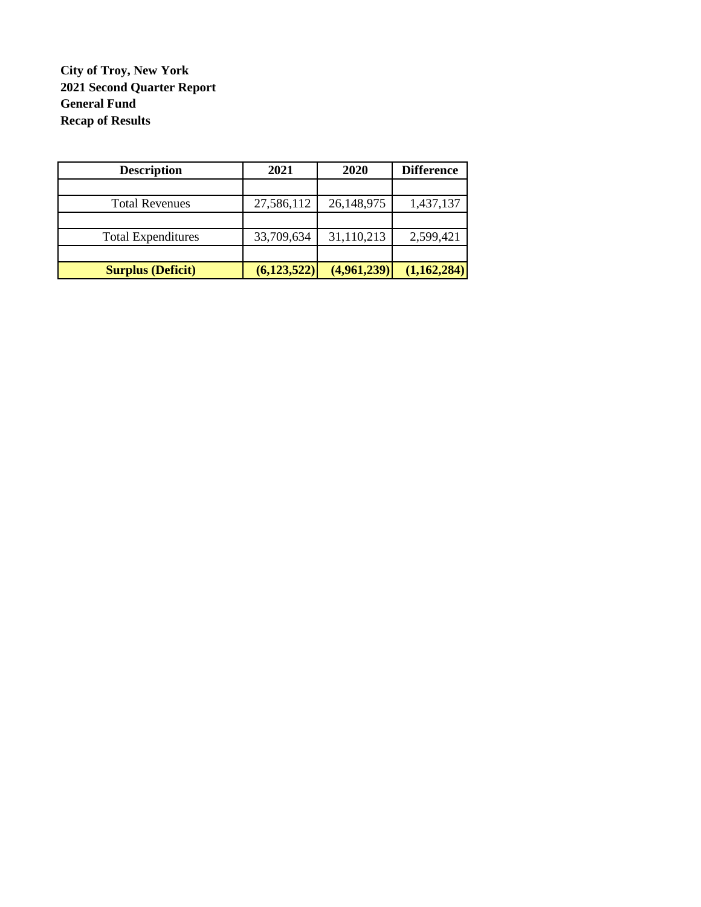**City of Troy, New York**
**2021 Second Quarter Report**
**General Fund**
**Recap of Results**

| Description | 2021 | 2020 | Difference |
|---|---|---|---|
| | | | |
| Total Revenues | 27,586,112 | 26,148,975 | 1,437,137 |
| | | | |
| Total Expenditures | 33,709,634 | 31,110,213 | 2,599,421 |
| | | | |
| **Surplus (Deficit)** | **(6,123,522)** | **(4,961,239)** | **(1,162,284)** |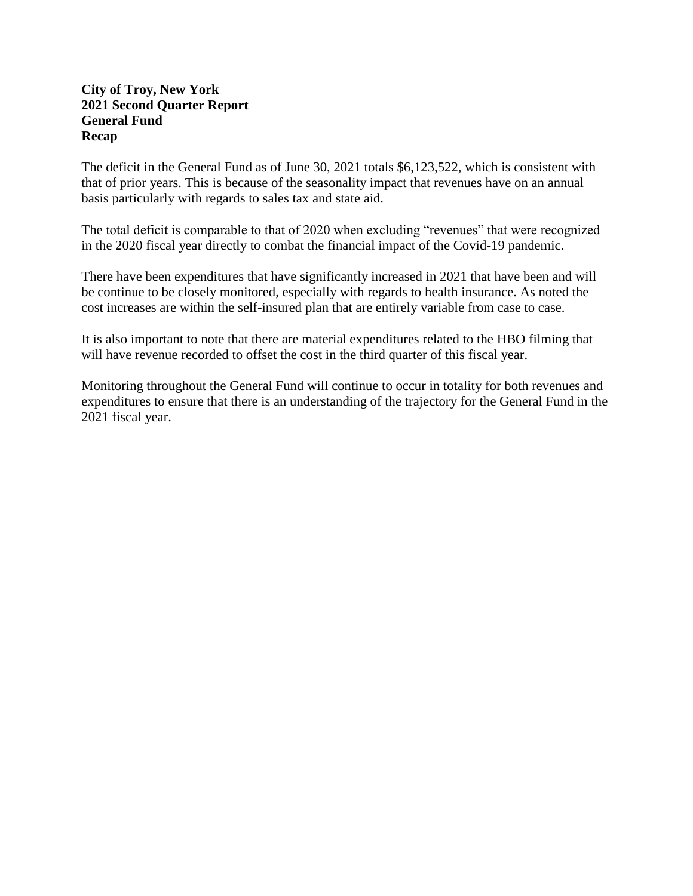**City of Troy, New York**
**2021 Second Quarter Report**
**General Fund**
**Recap**

The deficit in the General Fund as of June 30, 2021 totals $6,123,522, which is consistent with that of prior years. This is because of the seasonality impact that revenues have on an annual basis particularly with regards to sales tax and state aid.

The total deficit is comparable to that of 2020 when excluding "revenues" that were recognized in the 2020 fiscal year directly to combat the financial impact of the Covid-19 pandemic.

There have been expenditures that have significantly increased in 2021 that have been and will be continue to be closely monitored, especially with regards to health insurance. As noted the cost increases are within the self-insured plan that are entirely variable from case to case.

It is also important to note that there are material expenditures related to the HBO filming that will have revenue recorded to offset the cost in the third quarter of this fiscal year.

Monitoring throughout the General Fund will continue to occur in totality for both revenues and expenditures to ensure that there is an understanding of the trajectory for the General Fund in the 2021 fiscal year.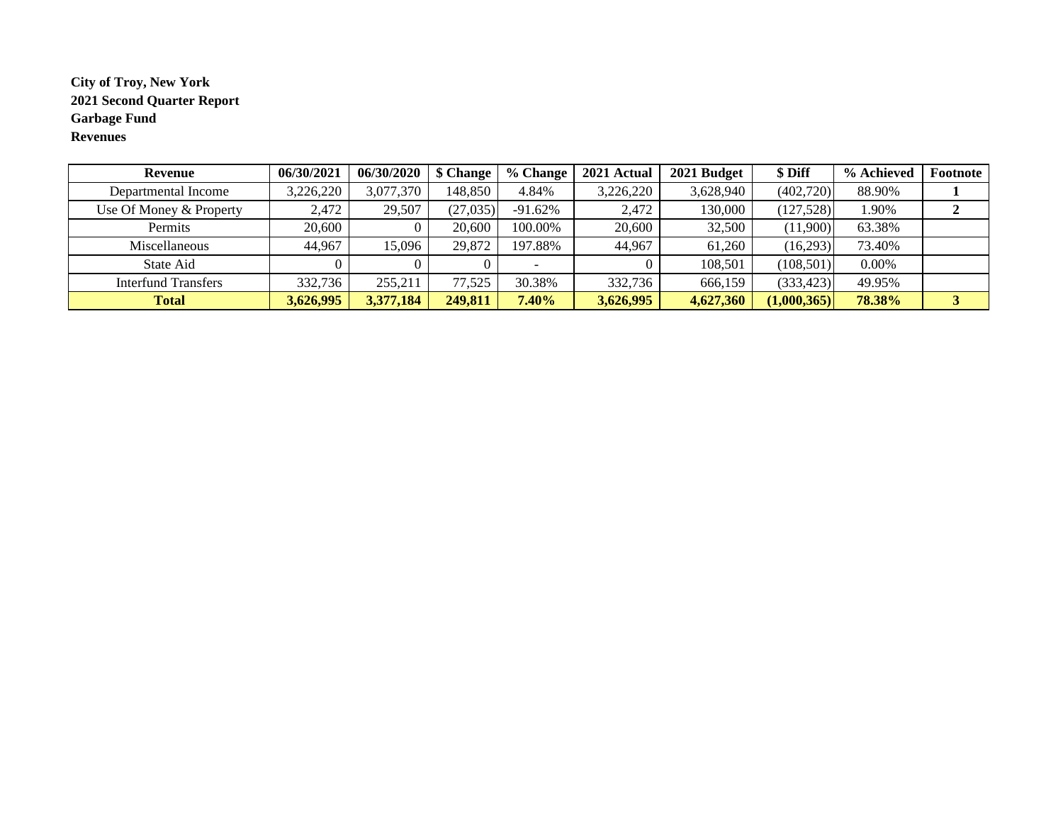**City of Troy, New York**
**2021 Second Quarter Report**
**Garbage Fund**
**Revenues**

| Revenue | 06/30/2021 | 06/30/2020 | $ Change | % Change | 2021 Actual | 2021 Budget | $ Diff | % Achieved | Footnote |
|---|---|---|---|---|---|---|---|---|---|
| Departmental Income | 3,226,220 | 3,077,370 | 148,850 | 4.84% | 3,226,220 | 3,628,940 | (402,720) | 88.90% | **1** |
| Use Of Money & Property | 2,472 | 29,507 | (27,035) | -91.62% | 2,472 | 130,000 | (127,528) | 1.90% | **2** |
| Permits | 20,600 | 0 | 20,600 | 100.00% | 20,600 | 32,500 | (11,900) | 63.38% | |
| Miscellaneous | 44,967 | 15,096 | 29,872 | 197.88% | 44,967 | 61,260 | (16,293) | 73.40% | |
| State Aid | 0 | 0 | 0 | - | 0 | 108,501 | (108,501) | 0.00% | |
| Interfund Transfers | 332,736 | 255,211 | 77,525 | 30.38% | 332,736 | 666,159 | (333,423) | 49.95% | |
| **Total** | **3,626,995** | **3,377,184** | **249,811** | **7.40%** | **3,626,995** | **4,627,360** | **(1,000,365)** | **78.38%** | **3** |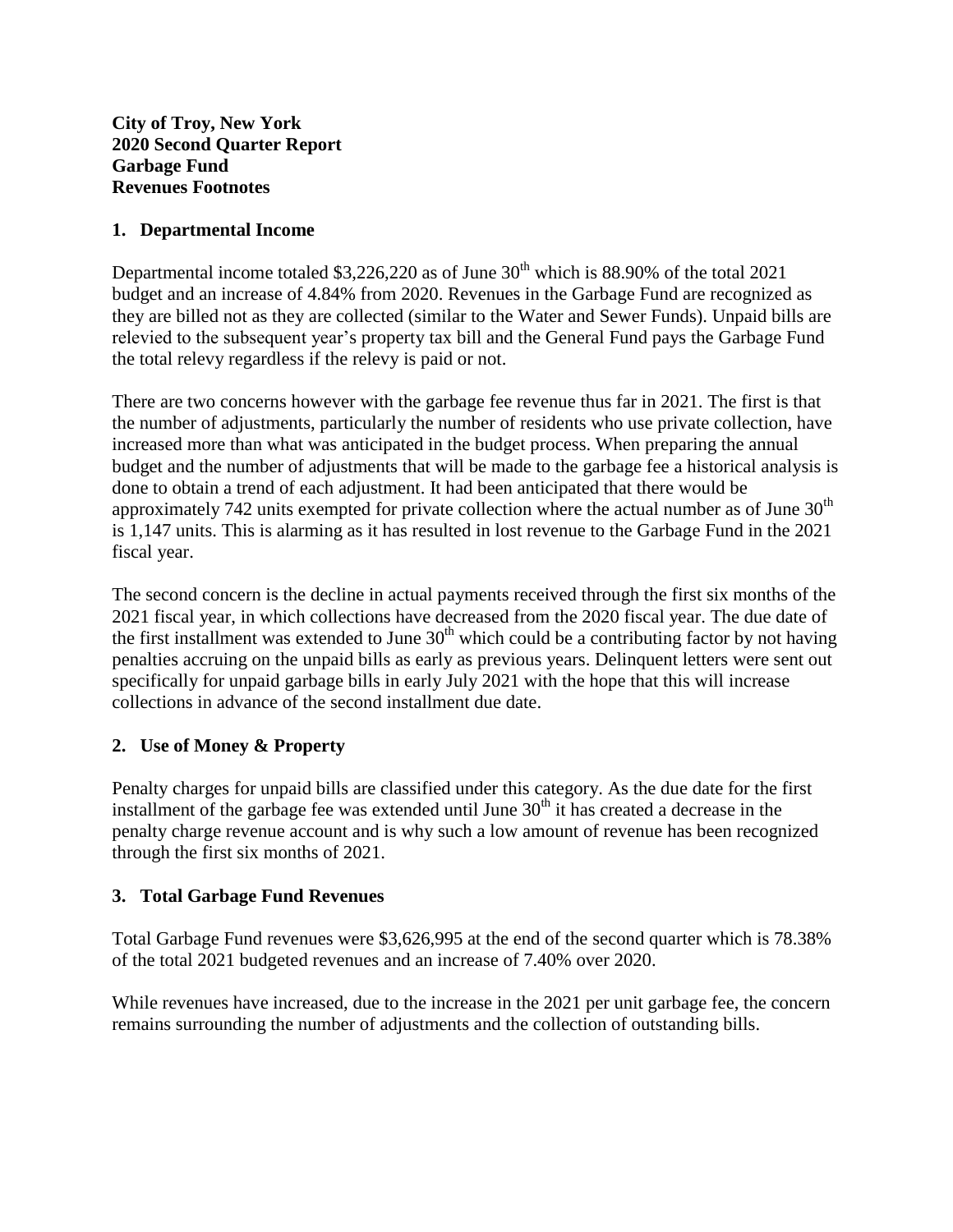**City of Troy, New York**
**2020 Second Quarter Report**
**Garbage Fund**
**Revenues Footnotes**

## 1. Departmental Income

Departmental income totaled $3,226,220 as of June 30th which is 88.90% of the total 2021 budget and an increase of 4.84% from 2020. Revenues in the Garbage Fund are recognized as they are billed not as they are collected (similar to the Water and Sewer Funds). Unpaid bills are relevied to the subsequent year's property tax bill and the General Fund pays the Garbage Fund the total relevy regardless if the relevy is paid or not.

There are two concerns however with the garbage fee revenue thus far in 2021. The first is that the number of adjustments, particularly the number of residents who use private collection, have increased more than what was anticipated in the budget process. When preparing the annual budget and the number of adjustments that will be made to the garbage fee a historical analysis is done to obtain a trend of each adjustment. It had been anticipated that there would be approximately 742 units exempted for private collection where the actual number as of June 30th is 1,147 units. This is alarming as it has resulted in lost revenue to the Garbage Fund in the 2021 fiscal year.

The second concern is the decline in actual payments received through the first six months of the 2021 fiscal year, in which collections have decreased from the 2020 fiscal year. The due date of the first installment was extended to June 30th which could be a contributing factor by not having penalties accruing on the unpaid bills as early as previous years. Delinquent letters were sent out specifically for unpaid garbage bills in early July 2021 with the hope that this will increase collections in advance of the second installment due date.

## 2. Use of Money & Property

Penalty charges for unpaid bills are classified under this category. As the due date for the first installment of the garbage fee was extended until June 30th it has created a decrease in the penalty charge revenue account and is why such a low amount of revenue has been recognized through the first six months of 2021.

## 3. Total Garbage Fund Revenues

Total Garbage Fund revenues were $3,626,995 at the end of the second quarter which is 78.38% of the total 2021 budgeted revenues and an increase of 7.40% over 2020.

While revenues have increased, due to the increase in the 2021 per unit garbage fee, the concern remains surrounding the number of adjustments and the collection of outstanding bills.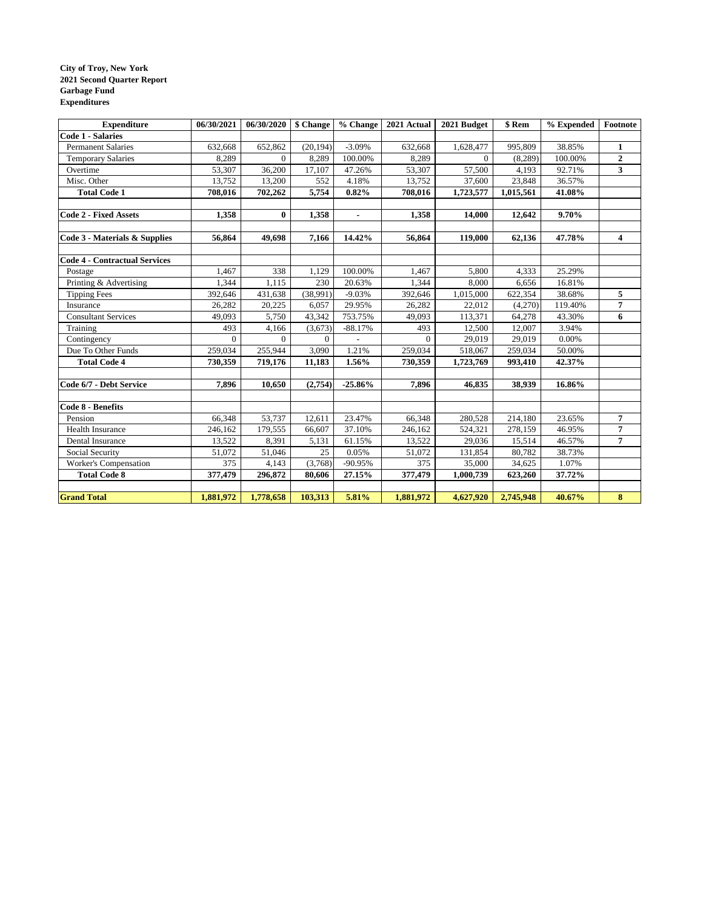**City of Troy, New York**
**2021 Second Quarter Report**
**Garbage Fund**
**Expenditures**

| Expenditure | 06/30/2021 | 06/30/2020 | $ Change | % Change | 2021 Actual | 2021 Budget | $ Rem | % Expended | Footnote |
|---|---|---|---|---|---|---|---|---|---|
| **Code 1 - Salaries** | | | | | | | | | |
| Permanent Salaries | 632,668 | 652,862 | (20,194) | -3.09% | 632,668 | 1,628,477 | 995,809 | 38.85% | **1** |
| Temporary Salaries | 8,289 | 0 | 8,289 | 100.00% | 8,289 | 0 | (8,289) | 100.00% | **2** |
| Overtime | 53,307 | 36,200 | 17,107 | 47.26% | 53,307 | 57,500 | 4,193 | 92.71% | **3** |
| Misc. Other | 13,752 | 13,200 | 552 | 4.18% | 13,752 | 37,600 | 23,848 | 36.57% | |
| **Total Code 1** | **708,016** | **702,262** | **5,754** | **0.82%** | **708,016** | **1,723,577** | **1,015,561** | **41.08%** | |
| | | | | | | | | | |
| **Code 2 - Fixed Assets** | **1,358** | **0** | **1,358** | **-** | **1,358** | **14,000** | **12,642** | **9.70%** | |
| | | | | | | | | | |
| **Code 3 - Materials & Supplies** | **56,864** | **49,698** | **7,166** | **14.42%** | **56,864** | **119,000** | **62,136** | **47.78%** | **4** |
| | | | | | | | | | |
| **Code 4 - Contractual Services** | | | | | | | | | |
| Postage | 1,467 | 338 | 1,129 | 100.00% | 1,467 | 5,800 | 4,333 | 25.29% | |
| Printing & Advertising | 1,344 | 1,115 | 230 | 20.63% | 1,344 | 8,000 | 6,656 | 16.81% | |
| Tipping Fees | 392,646 | 431,638 | (38,991) | -9.03% | 392,646 | 1,015,000 | 622,354 | 38.68% | **5** |
| Insurance | 26,282 | 20,225 | 6,057 | 29.95% | 26,282 | 22,012 | (4,270) | 119.40% | **7** |
| Consultant Services | 49,093 | 5,750 | 43,342 | 753.75% | 49,093 | 113,371 | 64,278 | 43.30% | **6** |
| Training | 493 | 4,166 | (3,673) | -88.17% | 493 | 12,500 | 12,007 | 3.94% | |
| Contingency | 0 | 0 | 0 | - | 0 | 29,019 | 29,019 | 0.00% | |
| Due To Other Funds | 259,034 | 255,944 | 3,090 | 1.21% | 259,034 | 518,067 | 259,034 | 50.00% | |
| **Total Code 4** | **730,359** | **719,176** | **11,183** | **1.56%** | **730,359** | **1,723,769** | **993,410** | **42.37%** | |
| | | | | | | | | | |
| **Code 6/7 - Debt Service** | **7,896** | **10,650** | **(2,754)** | **-25.86%** | **7,896** | **46,835** | **38,939** | **16.86%** | |
| | | | | | | | | | |
| **Code 8 - Benefits** | | | | | | | | | |
| Pension | 66,348 | 53,737 | 12,611 | 23.47% | 66,348 | 280,528 | 214,180 | 23.65% | **7** |
| Health Insurance | 246,162 | 179,555 | 66,607 | 37.10% | 246,162 | 524,321 | 278,159 | 46.95% | **7** |
| Dental Insurance | 13,522 | 8,391 | 5,131 | 61.15% | 13,522 | 29,036 | 15,514 | 46.57% | **7** |
| Social Security | 51,072 | 51,046 | 25 | 0.05% | 51,072 | 131,854 | 80,782 | 38.73% | |
| Worker's Compensation | 375 | 4,143 | (3,768) | -90.95% | 375 | 35,000 | 34,625 | 1.07% | |
| **Total Code 8** | **377,479** | **296,872** | **80,606** | **27.15%** | **377,479** | **1,000,739** | **623,260** | **37.72%** | |
| | | | | | | | | | |
| **Grand Total** | **1,881,972** | **1,778,658** | **103,313** | **5.81%** | **1,881,972** | **4,627,920** | **2,745,948** | **40.67%** | **8** |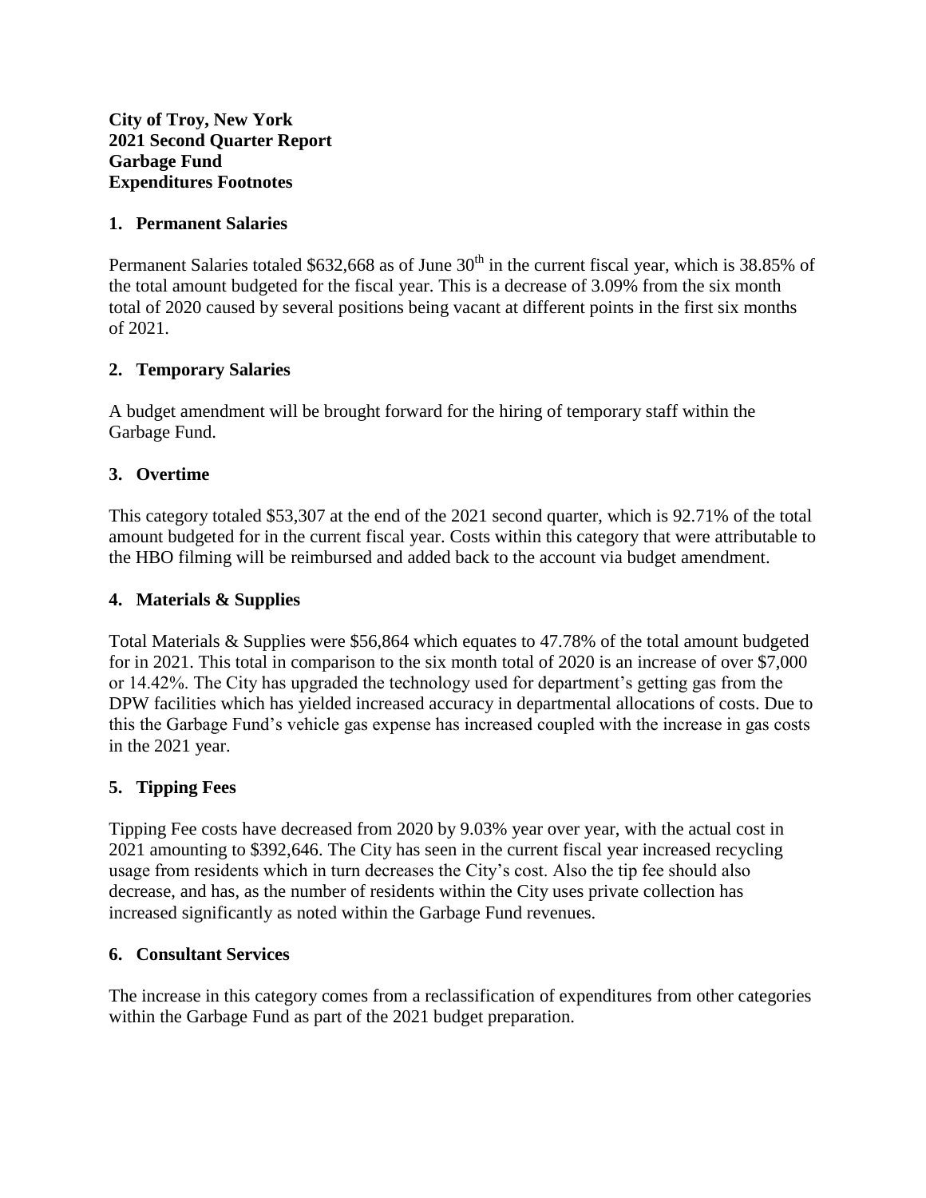**City of Troy, New York**
**2021 Second Quarter Report**
**Garbage Fund**
**Expenditures Footnotes**

## 1. Permanent Salaries

Permanent Salaries totaled $632,668 as of June 30th in the current fiscal year, which is 38.85% of the total amount budgeted for the fiscal year. This is a decrease of 3.09% from the six month total of 2020 caused by several positions being vacant at different points in the first six months of 2021.

## 2. Temporary Salaries

A budget amendment will be brought forward for the hiring of temporary staff within the Garbage Fund.

## 3. Overtime

This category totaled $53,307 at the end of the 2021 second quarter, which is 92.71% of the total amount budgeted for in the current fiscal year. Costs within this category that were attributable to the HBO filming will be reimbursed and added back to the account via budget amendment.

## 4. Materials & Supplies

Total Materials & Supplies were $56,864 which equates to 47.78% of the total amount budgeted for in 2021. This total in comparison to the six month total of 2020 is an increase of over $7,000 or 14.42%. The City has upgraded the technology used for department's getting gas from the DPW facilities which has yielded increased accuracy in departmental allocations of costs. Due to this the Garbage Fund's vehicle gas expense has increased coupled with the increase in gas costs in the 2021 year.

## 5. Tipping Fees

Tipping Fee costs have decreased from 2020 by 9.03% year over year, with the actual cost in 2021 amounting to $392,646. The City has seen in the current fiscal year increased recycling usage from residents which in turn decreases the City's cost. Also the tip fee should also decrease, and has, as the number of residents within the City uses private collection has increased significantly as noted within the Garbage Fund revenues.

## 6. Consultant Services

The increase in this category comes from a reclassification of expenditures from other categories within the Garbage Fund as part of the 2021 budget preparation.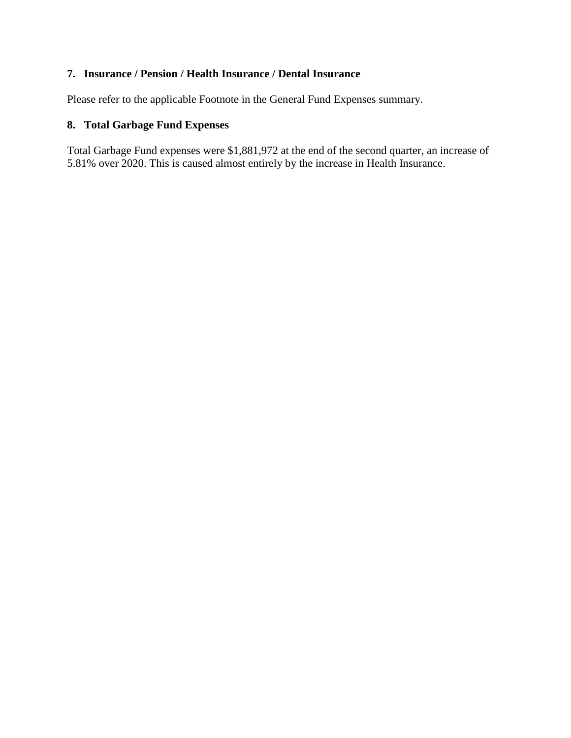**7. Insurance / Pension / Health Insurance / Dental Insurance**

Please refer to the applicable Footnote in the General Fund Expenses summary.

**8. Total Garbage Fund Expenses**

Total Garbage Fund expenses were $1,881,972 at the end of the second quarter, an increase of 5.81% over 2020. This is caused almost entirely by the increase in Health Insurance.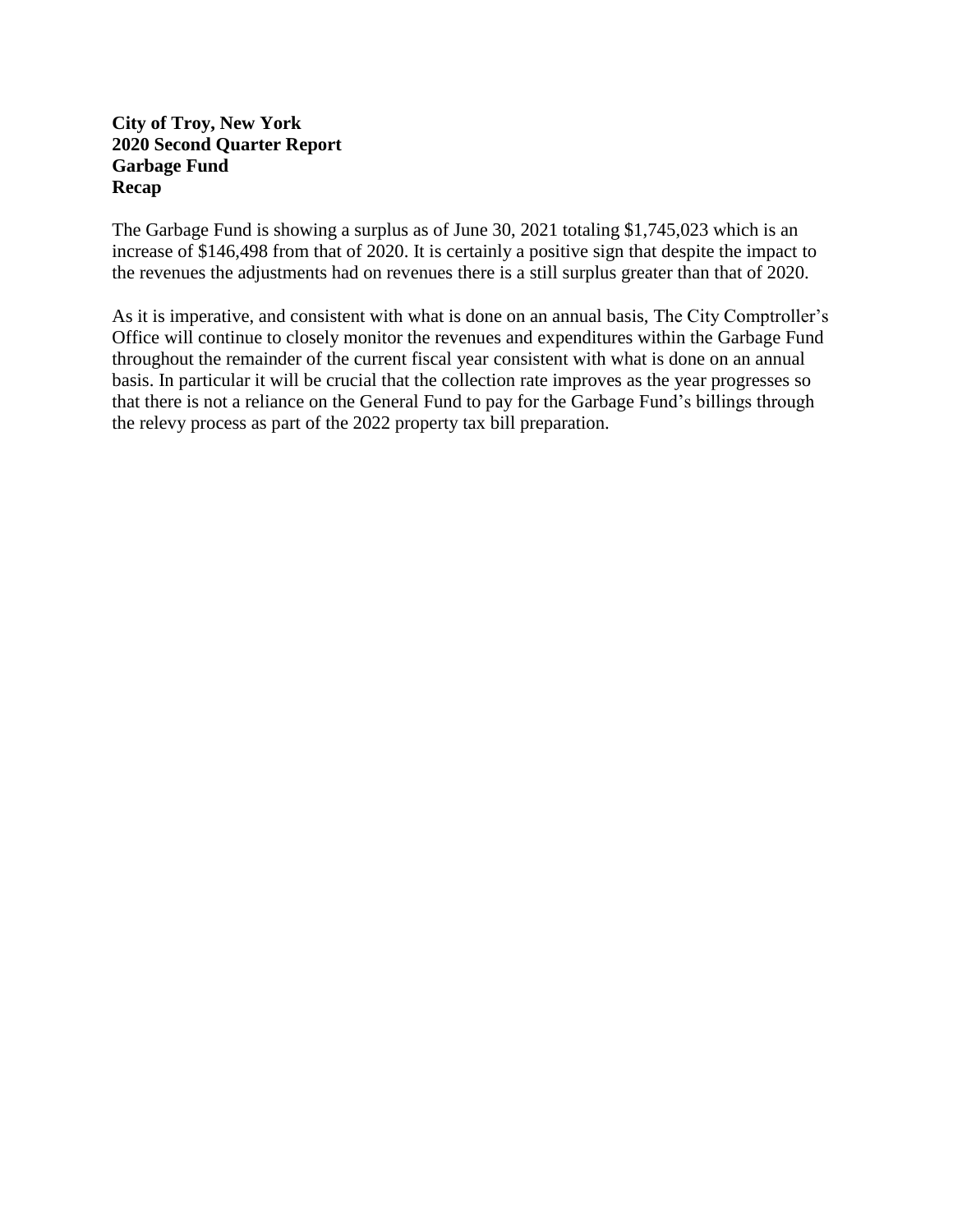**City of Troy, New York**
**2020 Second Quarter Report**
**Garbage Fund**
**Recap**

The Garbage Fund is showing a surplus as of June 30, 2021 totaling $1,745,023 which is an increase of $146,498 from that of 2020. It is certainly a positive sign that despite the impact to the revenues the adjustments had on revenues there is a still surplus greater than that of 2020.

As it is imperative, and consistent with what is done on an annual basis, The City Comptroller's Office will continue to closely monitor the revenues and expenditures within the Garbage Fund throughout the remainder of the current fiscal year consistent with what is done on an annual basis. In particular it will be crucial that the collection rate improves as the year progresses so that there is not a reliance on the General Fund to pay for the Garbage Fund's billings through the relevy process as part of the 2022 property tax bill preparation.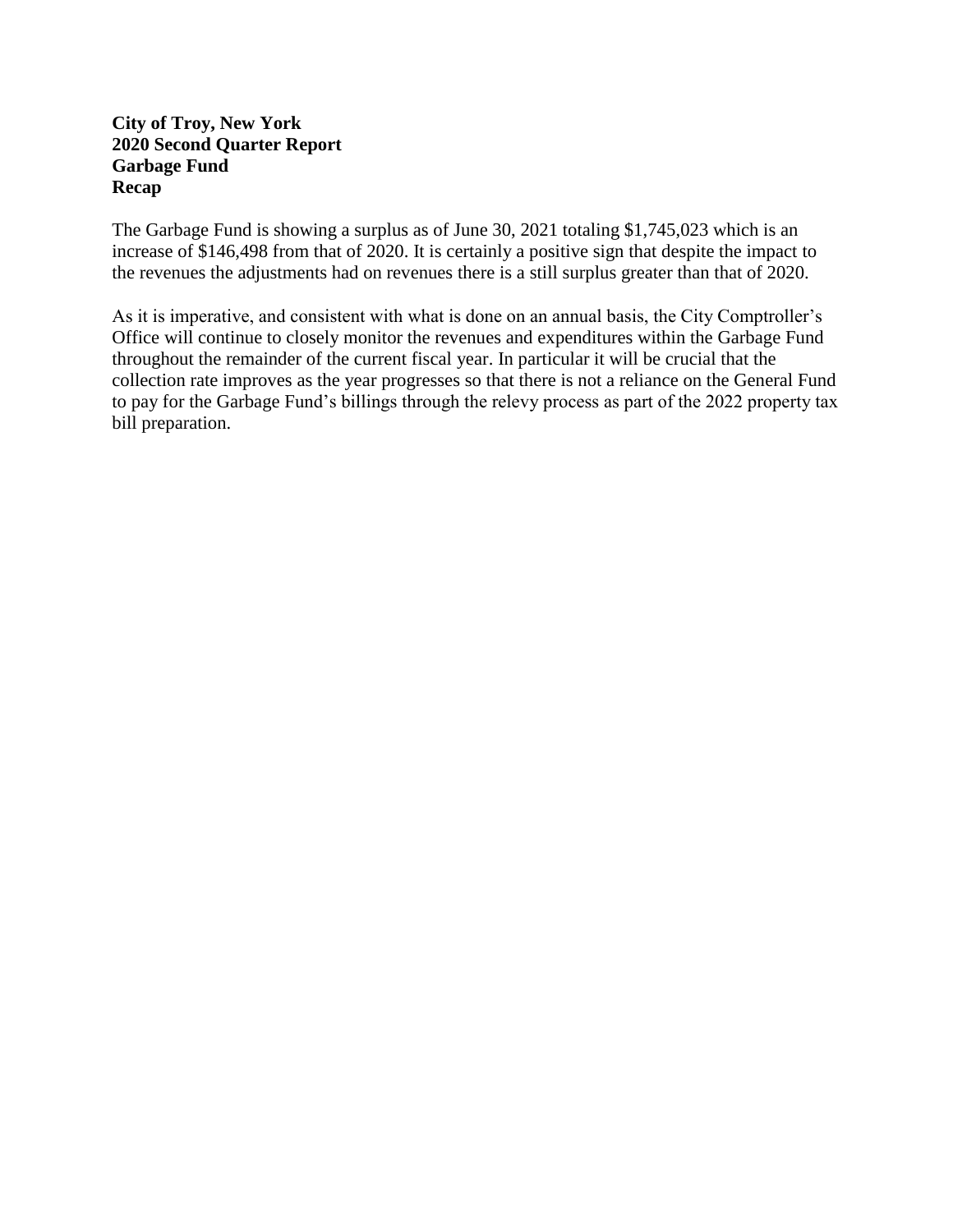**City of Troy, New York**
**2020 Second Quarter Report**
**Garbage Fund**
**Recap**

The Garbage Fund is showing a surplus as of June 30, 2021 totaling $1,745,023 which is an increase of $146,498 from that of 2020. It is certainly a positive sign that despite the impact to the revenues the adjustments had on revenues there is a still surplus greater than that of 2020.

As it is imperative, and consistent with what is done on an annual basis, the City Comptroller's Office will continue to closely monitor the revenues and expenditures within the Garbage Fund throughout the remainder of the current fiscal year. In particular it will be crucial that the collection rate improves as the year progresses so that there is not a reliance on the General Fund to pay for the Garbage Fund's billings through the relevy process as part of the 2022 property tax bill preparation.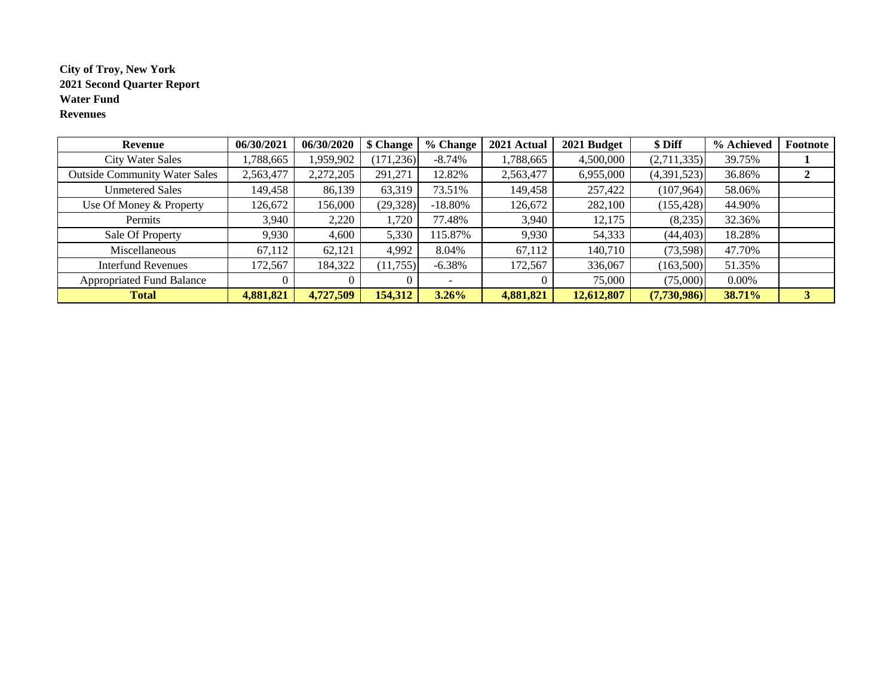**City of Troy, New York**
**2021 Second Quarter Report**
**Water Fund**
**Revenues**

| Revenue | 06/30/2021 | 06/30/2020 | $ Change | % Change | 2021 Actual | 2021 Budget | $ Diff | % Achieved | Footnote |
|---|---|---|---|---|---|---|---|---|---|
| City Water Sales | 1,788,665 | 1,959,902 | (171,236) | -8.74% | 1,788,665 | 4,500,000 | (2,711,335) | 39.75% | 1 |
| Outside Community Water Sales | 2,563,477 | 2,272,205 | 291,271 | 12.82% | 2,563,477 | 6,955,000 | (4,391,523) | 36.86% | 2 |
| Unmetered Sales | 149,458 | 86,139 | 63,319 | 73.51% | 149,458 | 257,422 | (107,964) | 58.06% | |
| Use Of Money & Property | 126,672 | 156,000 | (29,328) | -18.80% | 126,672 | 282,100 | (155,428) | 44.90% | |
| Permits | 3,940 | 2,220 | 1,720 | 77.48% | 3,940 | 12,175 | (8,235) | 32.36% | |
| Sale Of Property | 9,930 | 4,600 | 5,330 | 115.87% | 9,930 | 54,333 | (44,403) | 18.28% | |
| Miscellaneous | 67,112 | 62,121 | 4,992 | 8.04% | 67,112 | 140,710 | (73,598) | 47.70% | |
| Interfund Revenues | 172,567 | 184,322 | (11,755) | -6.38% | 172,567 | 336,067 | (163,500) | 51.35% | |
| Appropriated Fund Balance | 0 | 0 | 0 | - | 0 | 75,000 | (75,000) | 0.00% | |
| **Total** | **4,881,821** | **4,727,509** | **154,312** | **3.26%** | **4,881,821** | **12,612,807** | **(7,730,986)** | **38.71%** | **3** |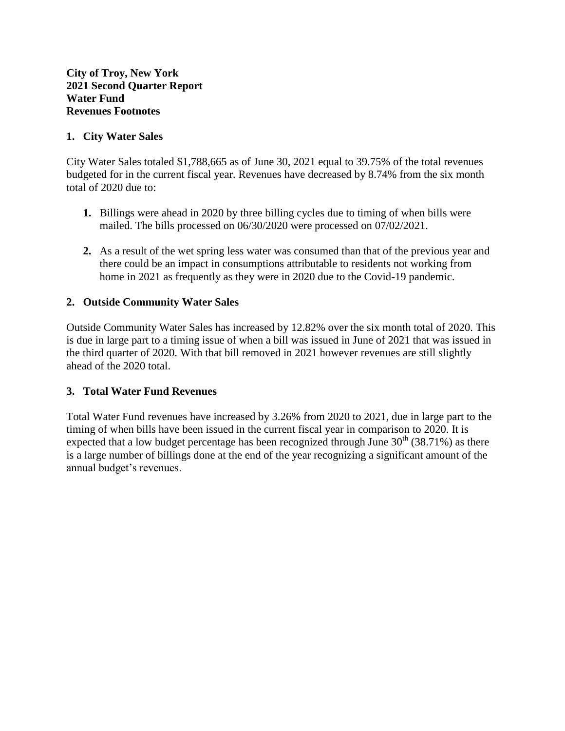**City of Troy, New York**
**2021 Second Quarter Report**
**Water Fund**
**Revenues Footnotes**

## 1. City Water Sales

City Water Sales totaled $1,788,665 as of June 30, 2021 equal to 39.75% of the total revenues budgeted for in the current fiscal year. Revenues have decreased by 8.74% from the six month total of 2020 due to:

1. Billings were ahead in 2020 by three billing cycles due to timing of when bills were mailed. The bills processed on 06/30/2020 were processed on 07/02/2021.

2. As a result of the wet spring less water was consumed than that of the previous year and there could be an impact in consumptions attributable to residents not working from home in 2021 as frequently as they were in 2020 due to the Covid-19 pandemic.

## 2. Outside Community Water Sales

Outside Community Water Sales has increased by 12.82% over the six month total of 2020. This is due in large part to a timing issue of when a bill was issued in June of 2021 that was issued in the third quarter of 2020. With that bill removed in 2021 however revenues are still slightly ahead of the 2020 total.

## 3. Total Water Fund Revenues

Total Water Fund revenues have increased by 3.26% from 2020 to 2021, due in large part to the timing of when bills have been issued in the current fiscal year in comparison to 2020. It is expected that a low budget percentage has been recognized through June 30th (38.71%) as there is a large number of billings done at the end of the year recognizing a significant amount of the annual budget's revenues.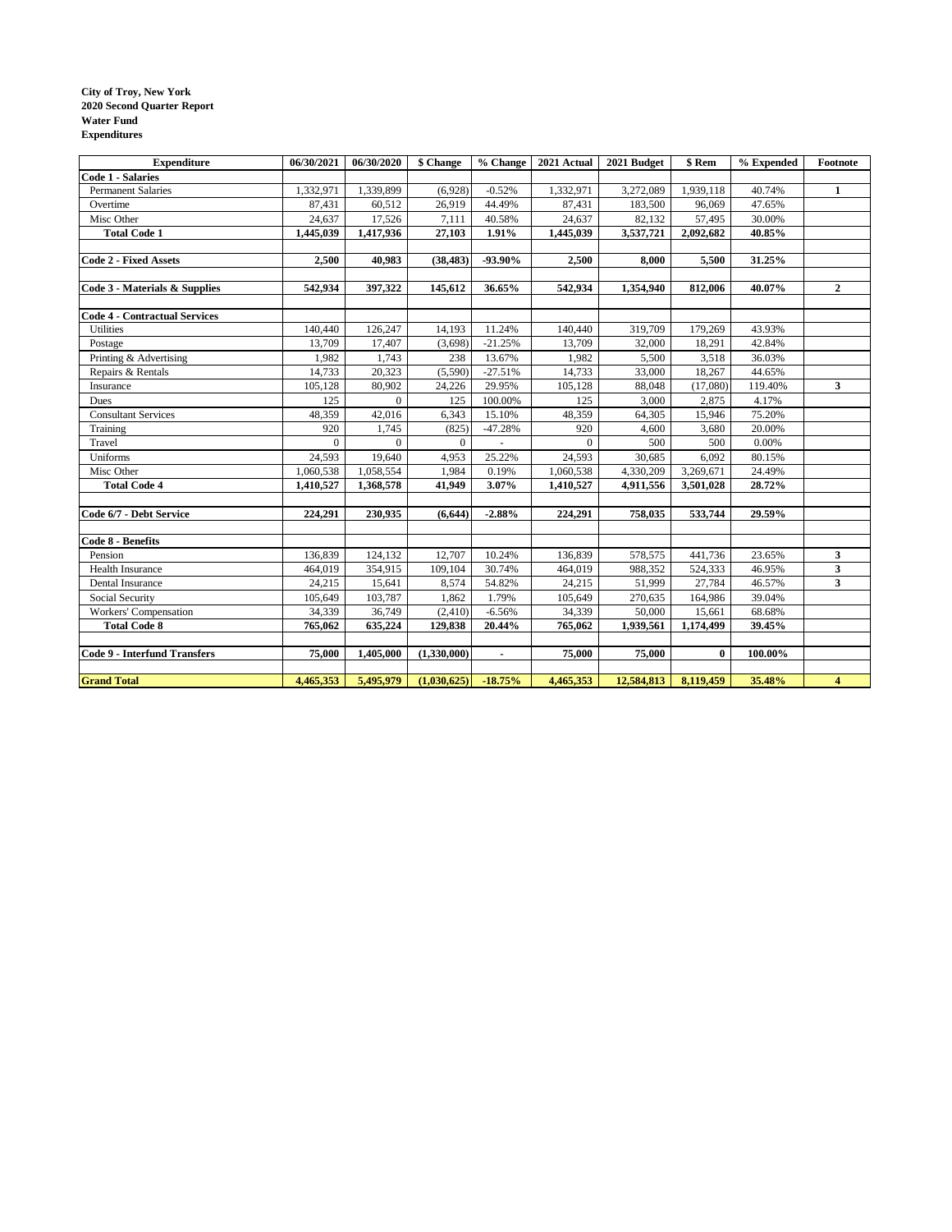**City of Troy, New York**
**2020 Second Quarter Report**
**Water Fund**
**Expenditures**

| Expenditure | 06/30/2021 | 06/30/2020 | $ Change | % Change | 2021 Actual | 2021 Budget | $ Rem | % Expended | Footnote |
|---|---|---|---|---|---|---|---|---|---|
| **Code 1 - Salaries** | | | | | | | | | |
| Permanent Salaries | 1,332,971 | 1,339,899 | (6,928) | -0.52% | 1,332,971 | 3,272,089 | 1,939,118 | 40.74% | 1 |
| Overtime | 87,431 | 60,512 | 26,919 | 44.49% | 87,431 | 183,500 | 96,069 | 47.65% | |
| Misc Other | 24,637 | 17,526 | 7,111 | 40.58% | 24,637 | 82,132 | 57,495 | 30.00% | |
| **Total Code 1** | **1,445,039** | **1,417,936** | **27,103** | **1.91%** | **1,445,039** | **3,537,721** | **2,092,682** | **40.85%** | |
| | | | | | | | | | |
| **Code 2 - Fixed Assets** | **2,500** | **40,983** | **(38,483)** | **-93.90%** | **2,500** | **8,000** | **5,500** | **31.25%** | |
| | | | | | | | | | |
| **Code 3 - Materials & Supplies** | **542,934** | **397,322** | **145,612** | **36.65%** | **542,934** | **1,354,940** | **812,006** | **40.07%** | **2** |
| | | | | | | | | | |
| **Code 4 - Contractual Services** | | | | | | | | | |
| Utilities | 140,440 | 126,247 | 14,193 | 11.24% | 140,440 | 319,709 | 179,269 | 43.93% | |
| Postage | 13,709 | 17,407 | (3,698) | -21.25% | 13,709 | 32,000 | 18,291 | 42.84% | |
| Printing & Advertising | 1,982 | 1,743 | 238 | 13.67% | 1,982 | 5,500 | 3,518 | 36.03% | |
| Repairs & Rentals | 14,733 | 20,323 | (5,590) | -27.51% | 14,733 | 33,000 | 18,267 | 44.65% | |
| Insurance | 105,128 | 80,902 | 24,226 | 29.95% | 105,128 | 88,048 | (17,080) | 119.40% | 3 |
| Dues | 125 | 0 | 125 | 100.00% | 125 | 3,000 | 2,875 | 4.17% | |
| Consultant Services | 48,359 | 42,016 | 6,343 | 15.10% | 48,359 | 64,305 | 15,946 | 75.20% | |
| Training | 920 | 1,745 | (825) | -47.28% | 920 | 4,600 | 3,680 | 20.00% | |
| Travel | 0 | 0 | 0 | - | 0 | 500 | 500 | 0.00% | |
| Uniforms | 24,593 | 19,640 | 4,953 | 25.22% | 24,593 | 30,685 | 6,092 | 80.15% | |
| Misc Other | 1,060,538 | 1,058,554 | 1,984 | 0.19% | 1,060,538 | 4,330,209 | 3,269,671 | 24.49% | |
| **Total Code 4** | **1,410,527** | **1,368,578** | **41,949** | **3.07%** | **1,410,527** | **4,911,556** | **3,501,028** | **28.72%** | |
| | | | | | | | | | |
| **Code 6/7 - Debt Service** | **224,291** | **230,935** | **(6,644)** | **-2.88%** | **224,291** | **758,035** | **533,744** | **29.59%** | |
| | | | | | | | | | |
| **Code 8 - Benefits** | | | | | | | | | |
| Pension | 136,839 | 124,132 | 12,707 | 10.24% | 136,839 | 578,575 | 441,736 | 23.65% | 3 |
| Health Insurance | 464,019 | 354,915 | 109,104 | 30.74% | 464,019 | 988,352 | 524,333 | 46.95% | 3 |
| Dental Insurance | 24,215 | 15,641 | 8,574 | 54.82% | 24,215 | 51,999 | 27,784 | 46.57% | 3 |
| Social Security | 105,649 | 103,787 | 1,862 | 1.79% | 105,649 | 270,635 | 164,986 | 39.04% | |
| Workers' Compensation | 34,339 | 36,749 | (2,410) | -6.56% | 34,339 | 50,000 | 15,661 | 68.68% | |
| **Total Code 8** | **765,062** | **635,224** | **129,838** | **20.44%** | **765,062** | **1,939,561** | **1,174,499** | **39.45%** | |
| | | | | | | | | | |
| **Code 9 - Interfund Transfers** | **75,000** | **1,405,000** | **(1,330,000)** | **-** | **75,000** | **75,000** | **0** | **100.00%** | |
| | | | | | | | | | |
| **Grand Total** | **4,465,353** | **5,495,979** | **(1,030,625)** | **-18.75%** | **4,465,353** | **12,584,813** | **8,119,459** | **35.48%** | **4** |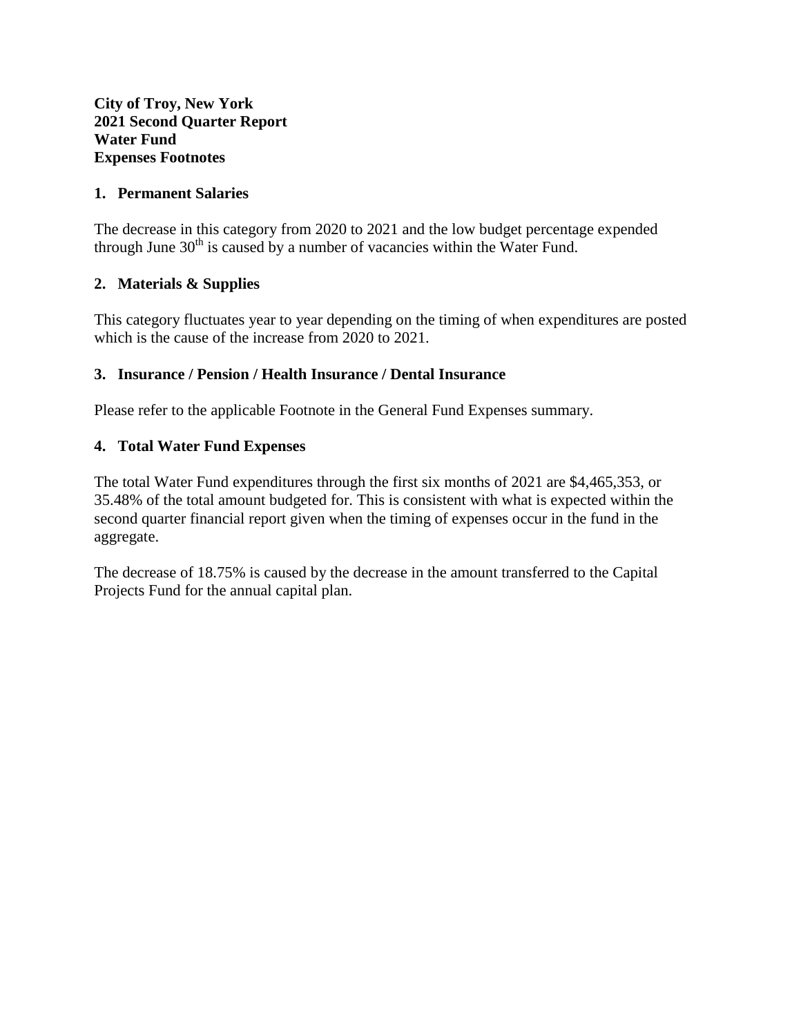**City of Troy, New York**
**2021 Second Quarter Report**
**Water Fund**
**Expenses Footnotes**

## 1. Permanent Salaries

The decrease in this category from 2020 to 2021 and the low budget percentage expended through June 30th is caused by a number of vacancies within the Water Fund.

## 2. Materials & Supplies

This category fluctuates year to year depending on the timing of when expenditures are posted which is the cause of the increase from 2020 to 2021.

## 3. Insurance / Pension / Health Insurance / Dental Insurance

Please refer to the applicable Footnote in the General Fund Expenses summary.

## 4. Total Water Fund Expenses

The total Water Fund expenditures through the first six months of 2021 are $4,465,353, or 35.48% of the total amount budgeted for. This is consistent with what is expected within the second quarter financial report given when the timing of expenses occur in the fund in the aggregate.

The decrease of 18.75% is caused by the decrease in the amount transferred to the Capital Projects Fund for the annual capital plan.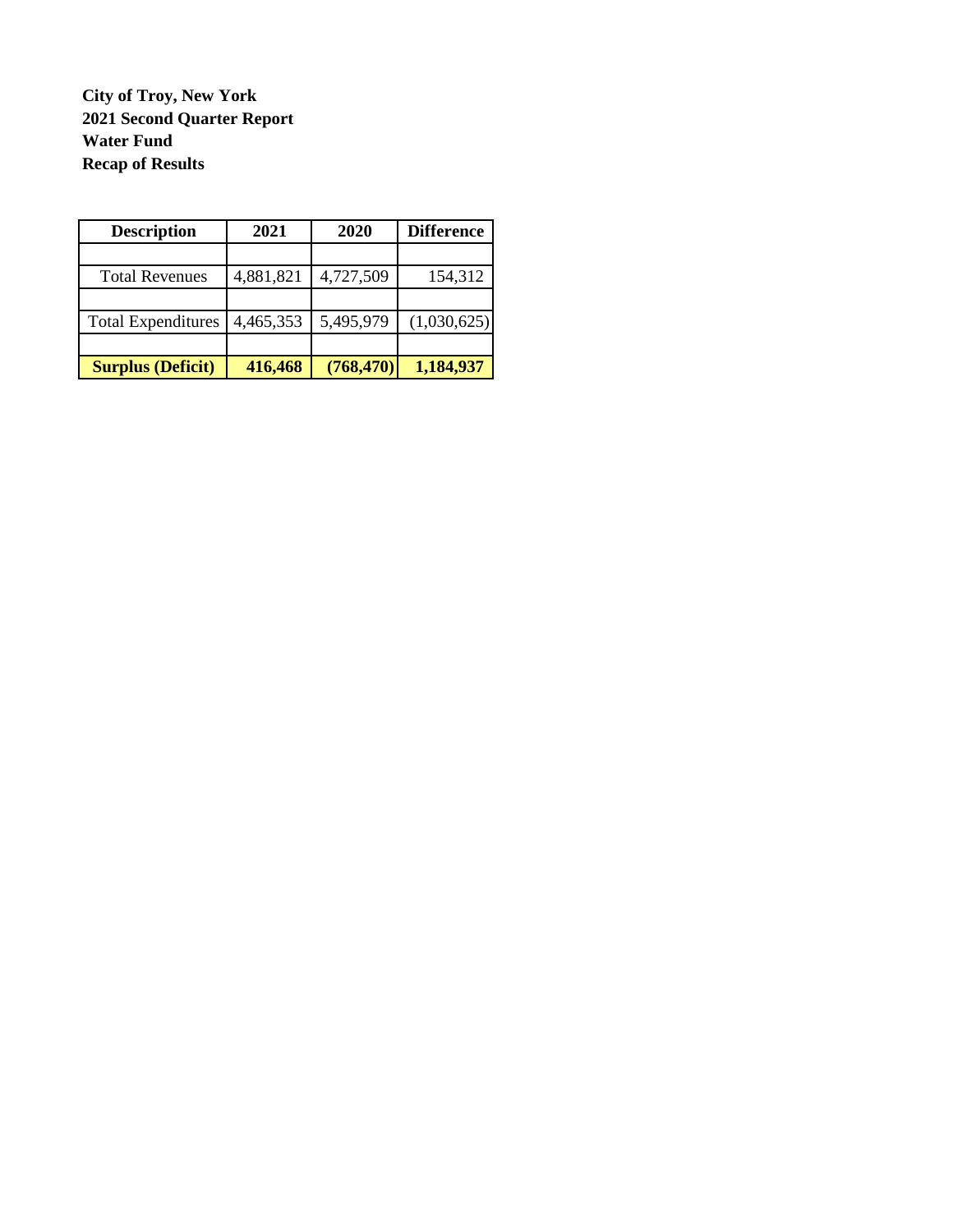**City of Troy, New York**
**2021 Second Quarter Report**
**Water Fund**
**Recap of Results**

| Description | 2021 | 2020 | Difference |
|---|---|---|---|
| | | | |
| Total Revenues | 4,881,821 | 4,727,509 | 154,312 |
| | | | |
| Total Expenditures | 4,465,353 | 5,495,979 | (1,030,625) |
| | | | |
| **Surplus (Deficit)** | **416,468** | **(768,470)** | **1,184,937** |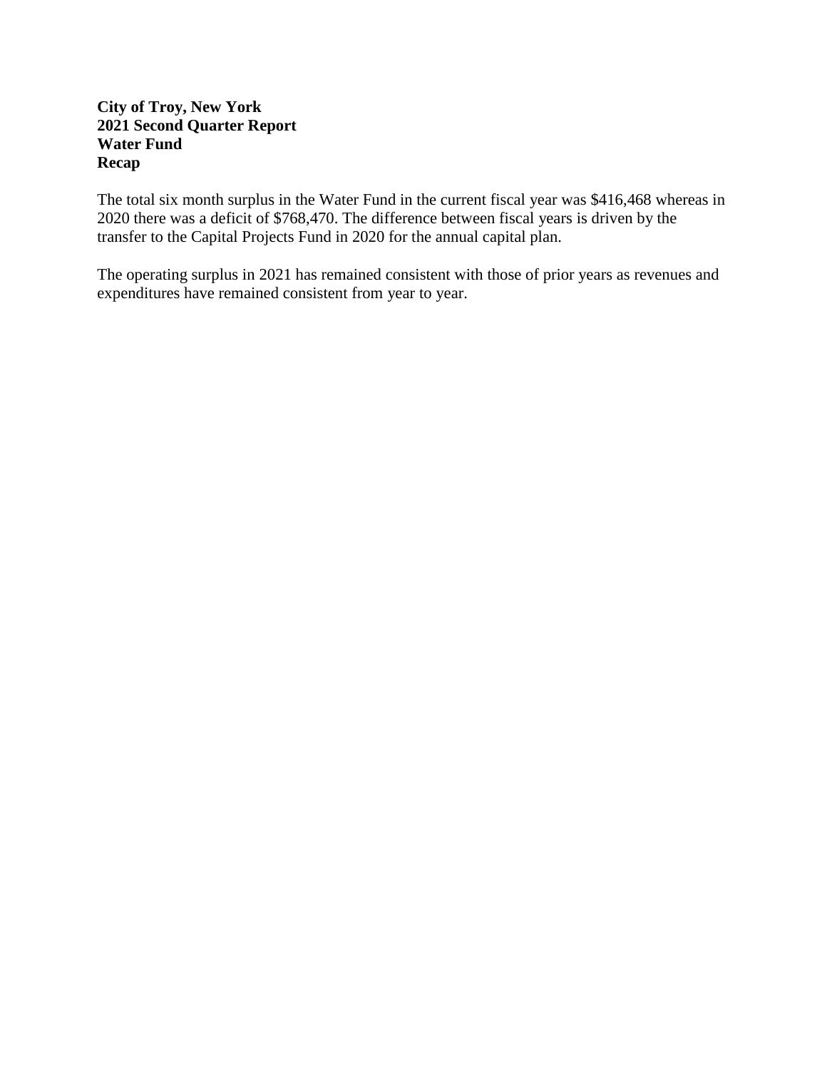**City of Troy, New York**
**2021 Second Quarter Report**
**Water Fund**
**Recap**

The total six month surplus in the Water Fund in the current fiscal year was $416,468 whereas in 2020 there was a deficit of $768,470. The difference between fiscal years is driven by the transfer to the Capital Projects Fund in 2020 for the annual capital plan.

The operating surplus in 2021 has remained consistent with those of prior years as revenues and expenditures have remained consistent from year to year.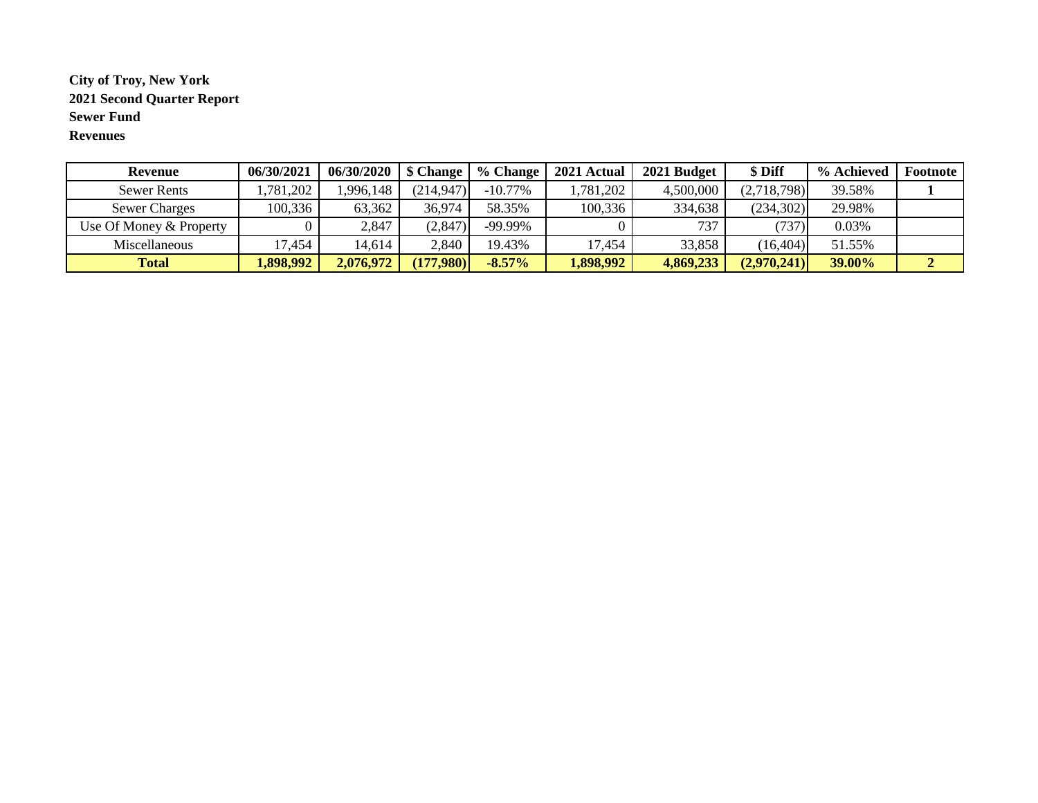**City of Troy, New York**
**2021 Second Quarter Report**
**Sewer Fund**
**Revenues**

| Revenue | 06/30/2021 | 06/30/2020 | $ Change | % Change | 2021 Actual | 2021 Budget | $ Diff | % Achieved | Footnote |
|---|---|---|---|---|---|---|---|---|---|
| Sewer Rents | 1,781,202 | 1,996,148 | (214,947) | -10.77% | 1,781,202 | 4,500,000 | (2,718,798) | 39.58% | **1** |
| Sewer Charges | 100,336 | 63,362 | 36,974 | 58.35% | 100,336 | 334,638 | (234,302) | 29.98% | |
| Use Of Money & Property | 0 | 2,847 | (2,847) | -99.99% | 0 | 737 | (737) | 0.03% | |
| Miscellaneous | 17,454 | 14,614 | 2,840 | 19.43% | 17,454 | 33,858 | (16,404) | 51.55% | |
| **Total** | **1,898,992** | **2,076,972** | **(177,980)** | **-8.57%** | **1,898,992** | **4,869,233** | **(2,970,241)** | **39.00%** | **2** |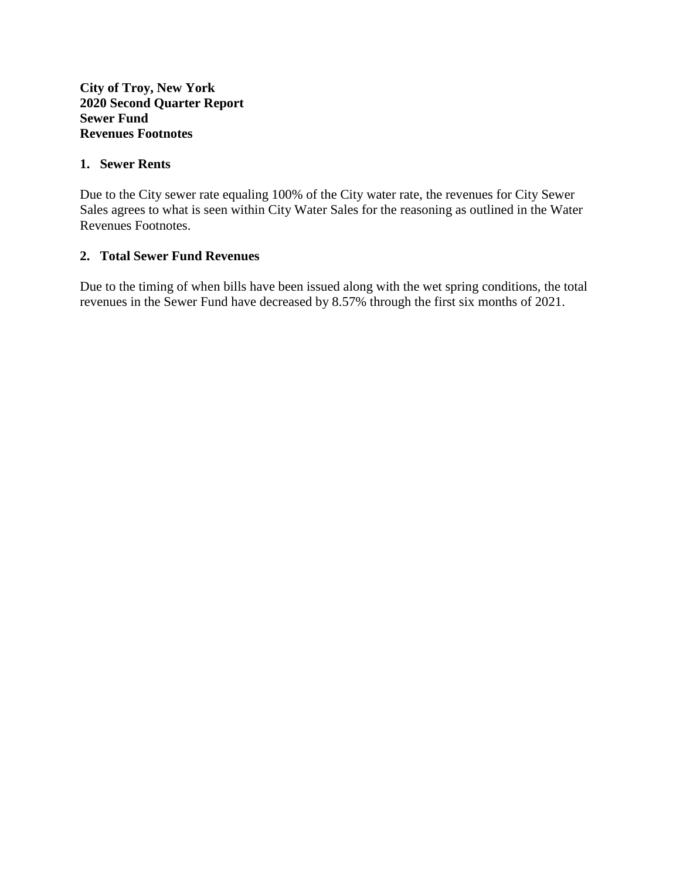**City of Troy, New York**
**2020 Second Quarter Report**
**Sewer Fund**
**Revenues Footnotes**

## 1. Sewer Rents

Due to the City sewer rate equaling 100% of the City water rate, the revenues for City Sewer Sales agrees to what is seen within City Water Sales for the reasoning as outlined in the Water Revenues Footnotes.

## 2. Total Sewer Fund Revenues

Due to the timing of when bills have been issued along with the wet spring conditions, the total revenues in the Sewer Fund have decreased by 8.57% through the first six months of 2021.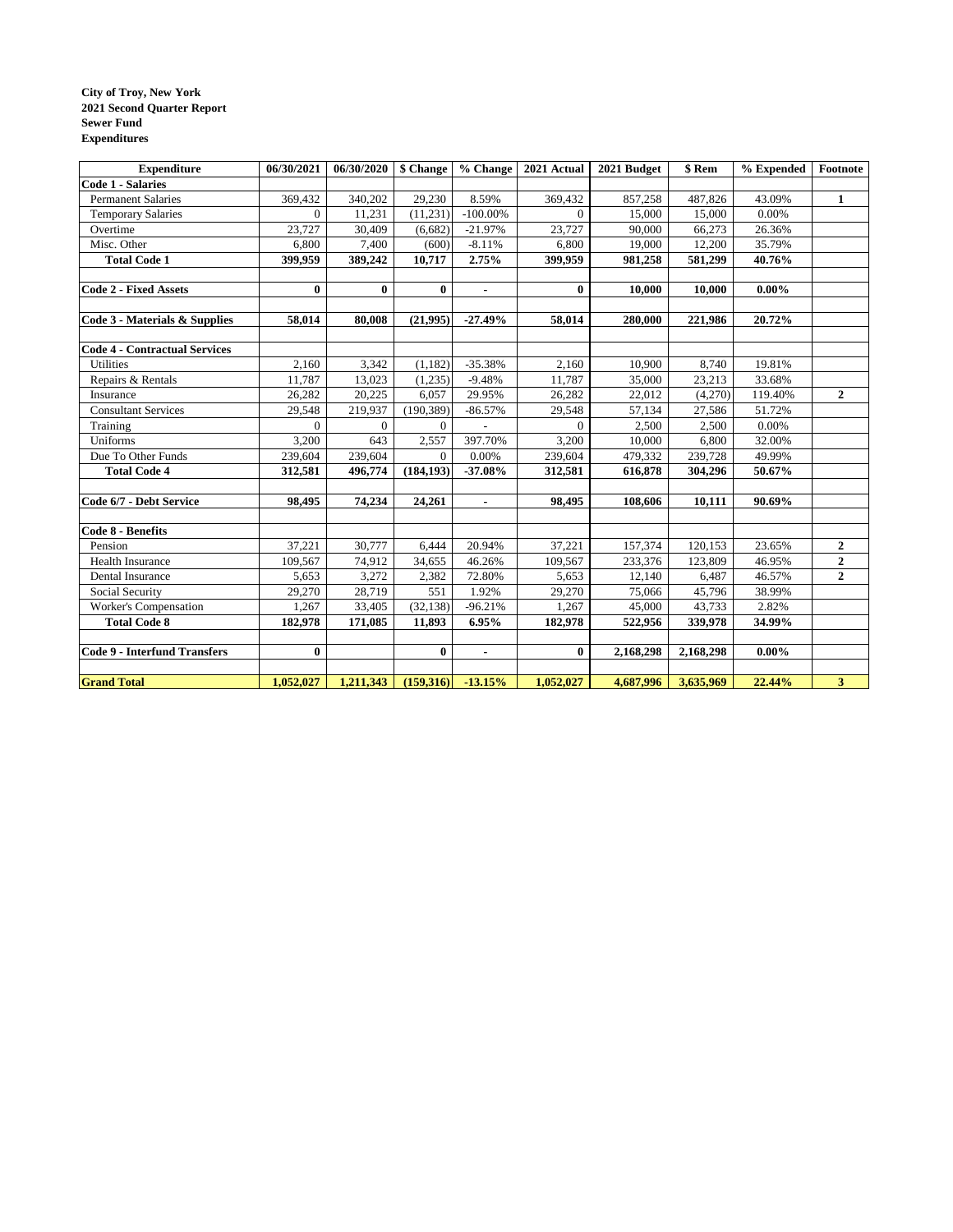**City of Troy, New York**
**2021 Second Quarter Report**
**Sewer Fund**
**Expenditures**

| Expenditure | 06/30/2021 | 06/30/2020 | $ Change | % Change | 2021 Actual | 2021 Budget | $ Rem | % Expended | Footnote |
|---|---|---|---|---|---|---|---|---|---|
| **Code 1 - Salaries** | | | | | | | | | |
| Permanent Salaries | 369,432 | 340,202 | 29,230 | 8.59% | 369,432 | 857,258 | 487,826 | 43.09% | **1** |
| Temporary Salaries | 0 | 11,231 | (11,231) | -100.00% | 0 | 15,000 | 15,000 | 0.00% | |
| Overtime | 23,727 | 30,409 | (6,682) | -21.97% | 23,727 | 90,000 | 66,273 | 26.36% | |
| Misc. Other | 6,800 | 7,400 | (600) | -8.11% | 6,800 | 19,000 | 12,200 | 35.79% | |
| **Total Code 1** | **399,959** | **389,242** | **10,717** | **2.75%** | **399,959** | **981,258** | **581,299** | **40.76%** | |
| | | | | | | | | | |
| **Code 2 - Fixed Assets** | **0** | **0** | **0** | **-** | **0** | **10,000** | **10,000** | **0.00%** | |
| | | | | | | | | | |
| **Code 3 - Materials & Supplies** | **58,014** | **80,008** | **(21,995)** | **-27.49%** | **58,014** | **280,000** | **221,986** | **20.72%** | |
| | | | | | | | | | |
| **Code 4 - Contractual Services** | | | | | | | | | |
| Utilities | 2,160 | 3,342 | (1,182) | -35.38% | 2,160 | 10,900 | 8,740 | 19.81% | |
| Repairs & Rentals | 11,787 | 13,023 | (1,235) | -9.48% | 11,787 | 35,000 | 23,213 | 33.68% | |
| Insurance | 26,282 | 20,225 | 6,057 | 29.95% | 26,282 | 22,012 | (4,270) | 119.40% | **2** |
| Consultant Services | 29,548 | 219,937 | (190,389) | -86.57% | 29,548 | 57,134 | 27,586 | 51.72% | |
| Training | 0 | 0 | 0 | - | 0 | 2,500 | 2,500 | 0.00% | |
| Uniforms | 3,200 | 643 | 2,557 | 397.70% | 3,200 | 10,000 | 6,800 | 32.00% | |
| Due To Other Funds | 239,604 | 239,604 | 0 | 0.00% | 239,604 | 479,332 | 239,728 | 49.99% | |
| **Total Code 4** | **312,581** | **496,774** | **(184,193)** | **-37.08%** | **312,581** | **616,878** | **304,296** | **50.67%** | |
| | | | | | | | | | |
| **Code 6/7 - Debt Service** | **98,495** | **74,234** | **24,261** | **-** | **98,495** | **108,606** | **10,111** | **90.69%** | |
| | | | | | | | | | |
| **Code 8 - Benefits** | | | | | | | | | |
| Pension | 37,221 | 30,777 | 6,444 | 20.94% | 37,221 | 157,374 | 120,153 | 23.65% | **2** |
| Health Insurance | 109,567 | 74,912 | 34,655 | 46.26% | 109,567 | 233,376 | 123,809 | 46.95% | **2** |
| Dental Insurance | 5,653 | 3,272 | 2,382 | 72.80% | 5,653 | 12,140 | 6,487 | 46.57% | **2** |
| Social Security | 29,270 | 28,719 | 551 | 1.92% | 29,270 | 75,066 | 45,796 | 38.99% | |
| Worker's Compensation | 1,267 | 33,405 | (32,138) | -96.21% | 1,267 | 45,000 | 43,733 | 2.82% | |
| **Total Code 8** | **182,978** | **171,085** | **11,893** | **6.95%** | **182,978** | **522,956** | **339,978** | **34.99%** | |
| | | | | | | | | | |
| **Code 9 - Interfund Transfers** | **0** | | **0** | **-** | **0** | **2,168,298** | **2,168,298** | **0.00%** | |
| | | | | | | | | | |
| **Grand Total** | **1,052,027** | **1,211,343** | **(159,316)** | **-13.15%** | **1,052,027** | **4,687,996** | **3,635,969** | **22.44%** | **3** |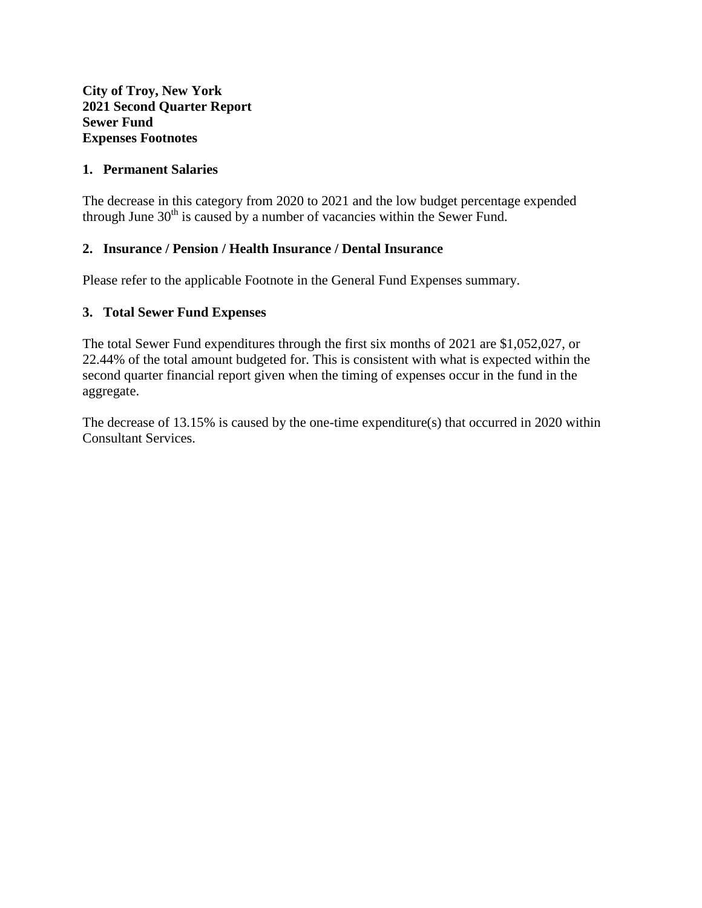**City of Troy, New York**
**2021 Second Quarter Report**
**Sewer Fund**
**Expenses Footnotes**

**1. Permanent Salaries**

The decrease in this category from 2020 to 2021 and the low budget percentage expended through June 30th is caused by a number of vacancies within the Sewer Fund.

**2. Insurance / Pension / Health Insurance / Dental Insurance**

Please refer to the applicable Footnote in the General Fund Expenses summary.

**3. Total Sewer Fund Expenses**

The total Sewer Fund expenditures through the first six months of 2021 are $1,052,027, or 22.44% of the total amount budgeted for. This is consistent with what is expected within the second quarter financial report given when the timing of expenses occur in the fund in the aggregate.

The decrease of 13.15% is caused by the one-time expenditure(s) that occurred in 2020 within Consultant Services.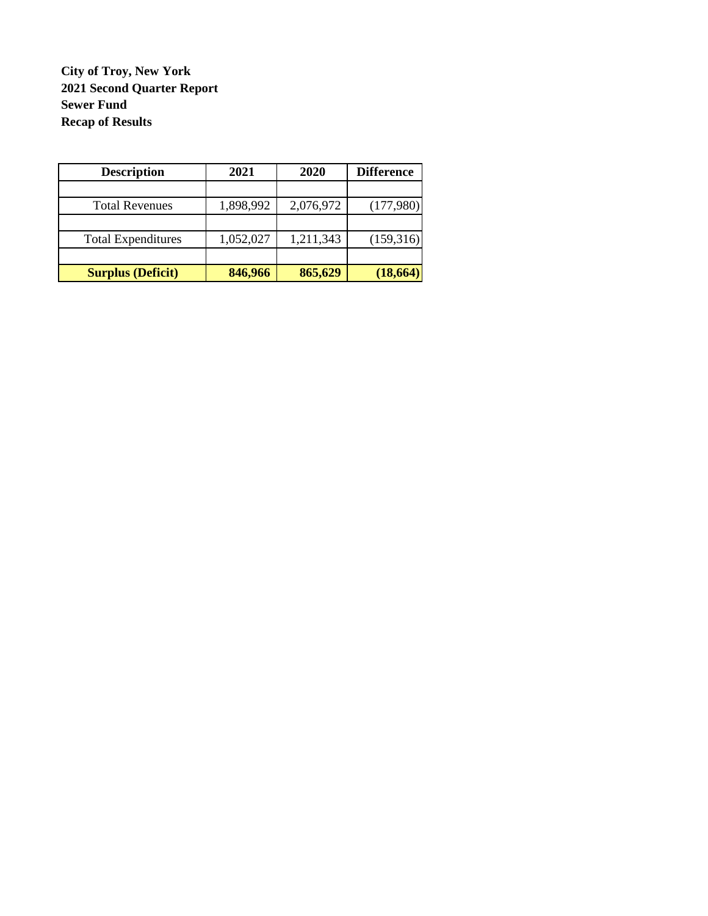**City of Troy, New York**
**2021 Second Quarter Report**
**Sewer Fund**
**Recap of Results**

| Description | 2021 | 2020 | Difference |
|---|---|---|---|
| | | | |
| Total Revenues | 1,898,992 | 2,076,972 | (177,980) |
| | | | |
| Total Expenditures | 1,052,027 | 1,211,343 | (159,316) |
| | | | |
| **Surplus (Deficit)** | **846,966** | **865,629** | **(18,664)** |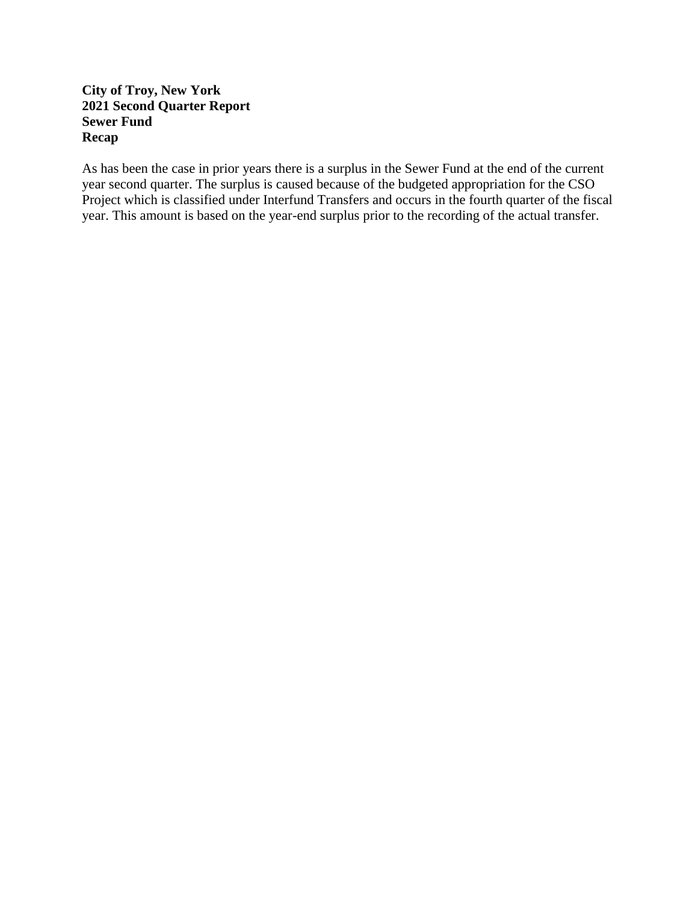**City of Troy, New York**
**2021 Second Quarter Report**
**Sewer Fund**
**Recap**

As has been the case in prior years there is a surplus in the Sewer Fund at the end of the current year second quarter. The surplus is caused because of the budgeted appropriation for the CSO Project which is classified under Interfund Transfers and occurs in the fourth quarter of the fiscal year. This amount is based on the year-end surplus prior to the recording of the actual transfer.